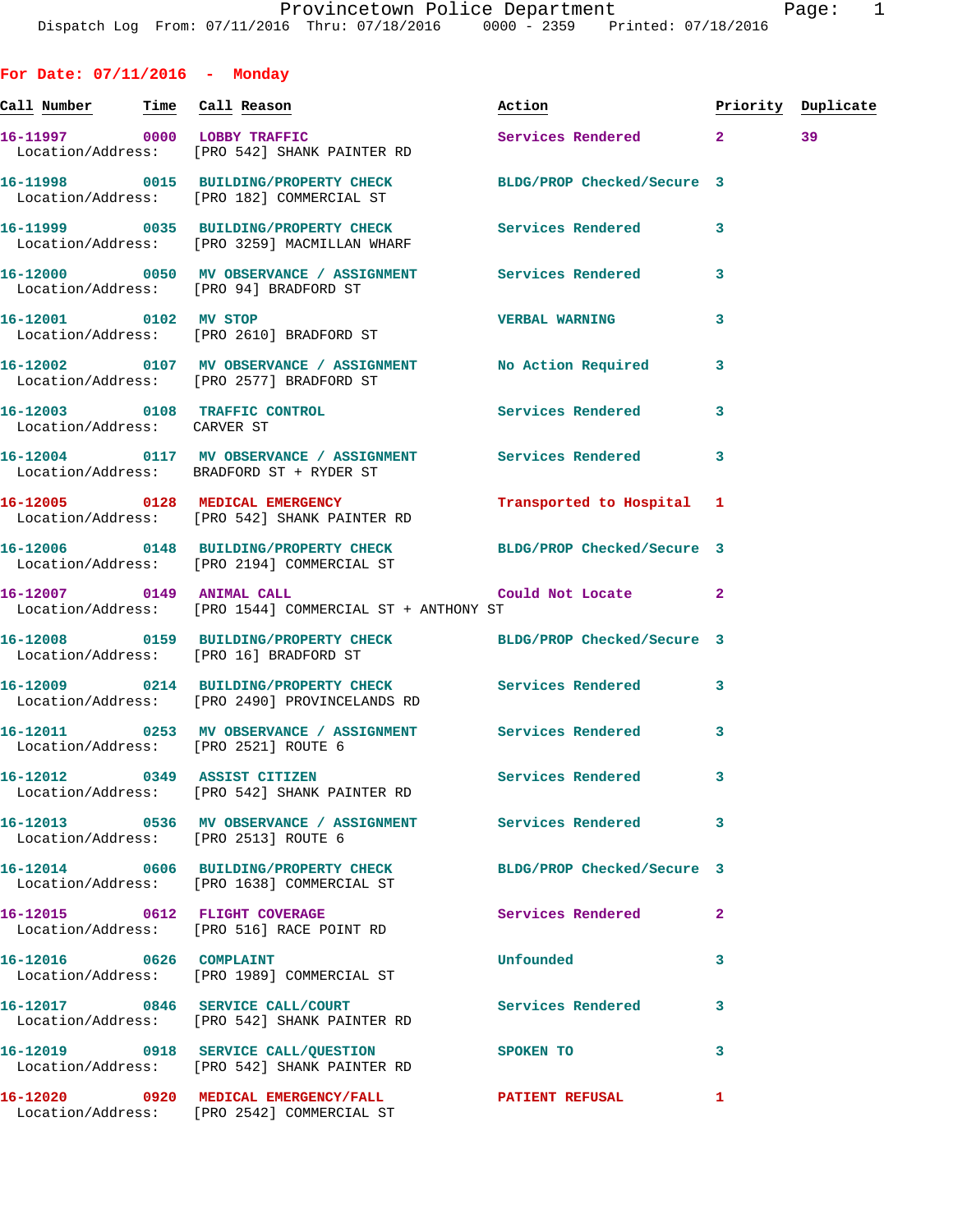## For Date: 07/11/2016 - Monday

| Call Number | Time | Call Reason | Action | Priority | Duplicate |
|---|---|---|---|---|---|
| 16-11997 | 0000 | LOBBY TRAFFIC | Services Rendered | 2 | 39 |
| Location/Address: | | [PRO 542] SHANK PAINTER RD | | | |
| 16-11998 | 0015 | BUILDING/PROPERTY CHECK | BLDG/PROP Checked/Secure | 3 | |
| Location/Address: | | [PRO 182] COMMERCIAL ST | | | |
| 16-11999 | 0035 | BUILDING/PROPERTY CHECK | Services Rendered | 3 | |
| Location/Address: | | [PRO 3259] MACMILLAN WHARF | | | |
| 16-12000 | 0050 | MV OBSERVANCE / ASSIGNMENT | Services Rendered | 3 | |
| Location/Address: | | [PRO 94] BRADFORD ST | | | |
| 16-12001 | 0102 | MV STOP | VERBAL WARNING | 3 | |
| Location/Address: | | [PRO 2610] BRADFORD ST | | | |
| 16-12002 | 0107 | MV OBSERVANCE / ASSIGNMENT | No Action Required | 3 | |
| Location/Address: | | [PRO 2577] BRADFORD ST | | | |
| 16-12003 | 0108 | TRAFFIC CONTROL | Services Rendered | 3 | |
| Location/Address: | | CARVER ST | | | |
| 16-12004 | 0117 | MV OBSERVANCE / ASSIGNMENT | Services Rendered | 3 | |
| Location/Address: | | BRADFORD ST + RYDER ST | | | |
| 16-12005 | 0128 | MEDICAL EMERGENCY | Transported to Hospital | 1 | |
| Location/Address: | | [PRO 542] SHANK PAINTER RD | | | |
| 16-12006 | 0148 | BUILDING/PROPERTY CHECK | BLDG/PROP Checked/Secure | 3 | |
| Location/Address: | | [PRO 2194] COMMERCIAL ST | | | |
| 16-12007 | 0149 | ANIMAL CALL | Could Not Locate | 2 | |
| Location/Address: | | [PRO 1544] COMMERCIAL ST + ANTHONY ST | | | |
| 16-12008 | 0159 | BUILDING/PROPERTY CHECK | BLDG/PROP Checked/Secure | 3 | |
| Location/Address: | | [PRO 16] BRADFORD ST | | | |
| 16-12009 | 0214 | BUILDING/PROPERTY CHECK | Services Rendered | 3 | |
| Location/Address: | | [PRO 2490] PROVINCELANDS RD | | | |
| 16-12011 | 0253 | MV OBSERVANCE / ASSIGNMENT | Services Rendered | 3 | |
| Location/Address: | | [PRO 2521] ROUTE 6 | | | |
| 16-12012 | 0349 | ASSIST CITIZEN | Services Rendered | 3 | |
| Location/Address: | | [PRO 542] SHANK PAINTER RD | | | |
| 16-12013 | 0536 | MV OBSERVANCE / ASSIGNMENT | Services Rendered | 3 | |
| Location/Address: | | [PRO 2513] ROUTE 6 | | | |
| 16-12014 | 0606 | BUILDING/PROPERTY CHECK | BLDG/PROP Checked/Secure | 3 | |
| Location/Address: | | [PRO 1638] COMMERCIAL ST | | | |
| 16-12015 | 0612 | FLIGHT COVERAGE | Services Rendered | 2 | |
| Location/Address: | | [PRO 516] RACE POINT RD | | | |
| 16-12016 | 0626 | COMPLAINT | Unfounded | 3 | |
| Location/Address: | | [PRO 1989] COMMERCIAL ST | | | |
| 16-12017 | 0846 | SERVICE CALL/COURT | Services Rendered | 3 | |
| Location/Address: | | [PRO 542] SHANK PAINTER RD | | | |
| 16-12019 | 0918 | SERVICE CALL/QUESTION | SPOKEN TO | 3 | |
| Location/Address: | | [PRO 542] SHANK PAINTER RD | | | |
| 16-12020 | 0920 | MEDICAL EMERGENCY/FALL | PATIENT REFUSAL | 1 | |
| Location/Address: | | [PRO 2542] COMMERCIAL ST | | | |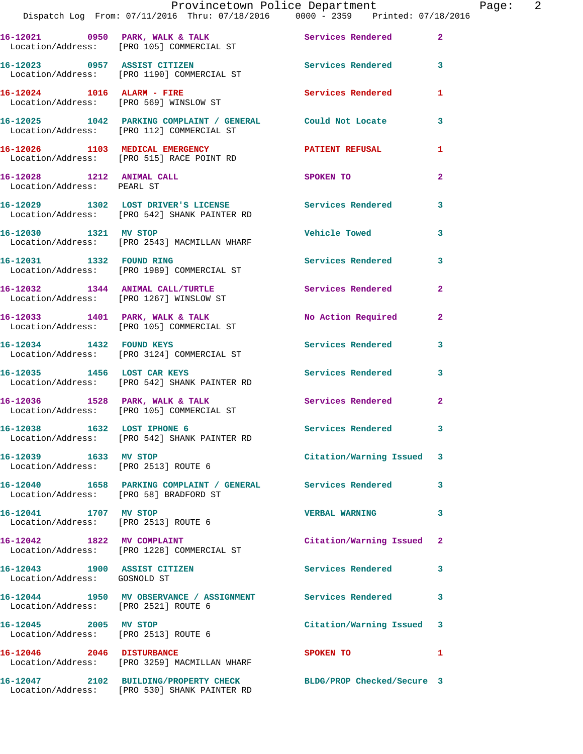16-12021 0950 PARK, WALK & TALK Services Rendered 2
Location/Address: [PRO 105] COMMERCIAL ST

16-12023 0957 ASSIST CITIZEN Services Rendered 3
Location/Address: [PRO 1190] COMMERCIAL ST

16-12024 1016 ALARM - FIRE Services Rendered 1
Location/Address: [PRO 569] WINSLOW ST

16-12025 1042 PARKING COMPLAINT / GENERAL Could Not Locate 3
Location/Address: [PRO 112] COMMERCIAL ST

16-12026 1103 MEDICAL EMERGENCY PATIENT REFUSAL 1
Location/Address: [PRO 515] RACE POINT RD

16-12028 1212 ANIMAL CALL SPOKEN TO 2
Location/Address: PEARL ST

16-12029 1302 LOST DRIVER'S LICENSE Services Rendered 3
Location/Address: [PRO 542] SHANK PAINTER RD

16-12030 1321 MV STOP Vehicle Towed 3
Location/Address: [PRO 2543] MACMILLAN WHARF

16-12031 1332 FOUND RING Services Rendered 3
Location/Address: [PRO 1989] COMMERCIAL ST

16-12032 1344 ANIMAL CALL/TURTLE Services Rendered 2
Location/Address: [PRO 1267] WINSLOW ST

16-12033 1401 PARK, WALK & TALK No Action Required 2
Location/Address: [PRO 105] COMMERCIAL ST

16-12034 1432 FOUND KEYS Services Rendered 3
Location/Address: [PRO 3124] COMMERCIAL ST

16-12035 1456 LOST CAR KEYS Services Rendered 3
Location/Address: [PRO 542] SHANK PAINTER RD

16-12036 1528 PARK, WALK & TALK Services Rendered 2
Location/Address: [PRO 105] COMMERCIAL ST

16-12038 1632 LOST IPHONE 6 Services Rendered 3
Location/Address: [PRO 542] SHANK PAINTER RD

16-12039 1633 MV STOP Citation/Warning Issued 3
Location/Address: [PRO 2513] ROUTE 6

16-12040 1658 PARKING COMPLAINT / GENERAL Services Rendered 3
Location/Address: [PRO 58] BRADFORD ST

16-12041 1707 MV STOP VERBAL WARNING 3
Location/Address: [PRO 2513] ROUTE 6

16-12042 1822 MV COMPLAINT Citation/Warning Issued 2
Location/Address: [PRO 1228] COMMERCIAL ST

16-12043 1900 ASSIST CITIZEN Services Rendered 3
Location/Address: GOSNOLD ST

16-12044 1950 MV OBSERVANCE / ASSIGNMENT Services Rendered 3
Location/Address: [PRO 2521] ROUTE 6

16-12045 2005 MV STOP Citation/Warning Issued 3
Location/Address: [PRO 2513] ROUTE 6

16-12046 2046 DISTURBANCE SPOKEN TO 1
Location/Address: [PRO 3259] MACMILLAN WHARF

16-12047 2102 BUILDING/PROPERTY CHECK BLDG/PROP Checked/Secure 3
Location/Address: [PRO 530] SHANK PAINTER RD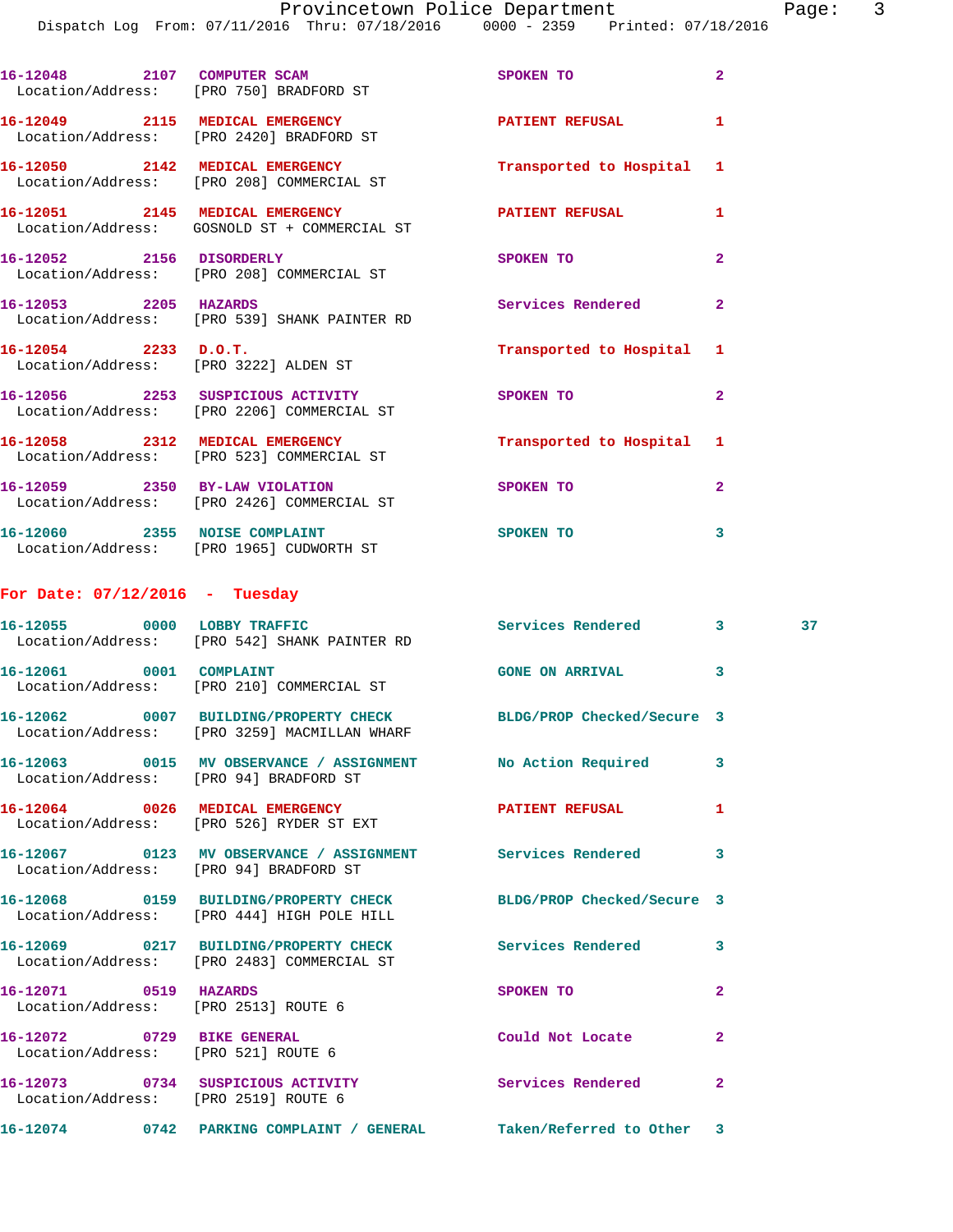16-12048 2107 COMPUTER SCAM SPOKEN TO 2
Location/Address: [PRO 750] BRADFORD ST

16-12049 2115 MEDICAL EMERGENCY PATIENT REFUSAL 1
Location/Address: [PRO 2420] BRADFORD ST

16-12050 2142 MEDICAL EMERGENCY Transported to Hospital 1
Location/Address: [PRO 208] COMMERCIAL ST

16-12051 2145 MEDICAL EMERGENCY PATIENT REFUSAL 1
Location/Address: GOSNOLD ST + COMMERCIAL ST

16-12052 2156 DISORDERLY SPOKEN TO 2
Location/Address: [PRO 208] COMMERCIAL ST

16-12053 2205 HAZARDS Services Rendered 2
Location/Address: [PRO 539] SHANK PAINTER RD

16-12054 2233 D.O.T. Transported to Hospital 1
Location/Address: [PRO 3222] ALDEN ST

16-12056 2253 SUSPICIOUS ACTIVITY SPOKEN TO 2
Location/Address: [PRO 2206] COMMERCIAL ST

16-12058 2312 MEDICAL EMERGENCY Transported to Hospital 1
Location/Address: [PRO 523] COMMERCIAL ST

16-12059 2350 BY-LAW VIOLATION SPOKEN TO 2
Location/Address: [PRO 2426] COMMERCIAL ST

16-12060 2355 NOISE COMPLAINT SPOKEN TO 3
Location/Address: [PRO 1965] CUDWORTH ST

## For Date: 07/12/2016 - Tuesday

16-12055 0000 LOBBY TRAFFIC Services Rendered 3 37
Location/Address: [PRO 542] SHANK PAINTER RD

16-12061 0001 COMPLAINT GONE ON ARRIVAL 3
Location/Address: [PRO 210] COMMERCIAL ST

16-12062 0007 BUILDING/PROPERTY CHECK BLDG/PROP Checked/Secure 3
Location/Address: [PRO 3259] MACMILLAN WHARF

16-12063 0015 MV OBSERVANCE / ASSIGNMENT No Action Required 3
Location/Address: [PRO 94] BRADFORD ST

16-12064 0026 MEDICAL EMERGENCY PATIENT REFUSAL 1
Location/Address: [PRO 526] RYDER ST EXT

16-12067 0123 MV OBSERVANCE / ASSIGNMENT Services Rendered 3
Location/Address: [PRO 94] BRADFORD ST

16-12068 0159 BUILDING/PROPERTY CHECK BLDG/PROP Checked/Secure 3
Location/Address: [PRO 444] HIGH POLE HILL

16-12069 0217 BUILDING/PROPERTY CHECK Services Rendered 3
Location/Address: [PRO 2483] COMMERCIAL ST

16-12071 0519 HAZARDS SPOKEN TO 2
Location/Address: [PRO 2513] ROUTE 6

16-12072 0729 BIKE GENERAL Could Not Locate 2
Location/Address: [PRO 521] ROUTE 6

16-12073 0734 SUSPICIOUS ACTIVITY Services Rendered 2
Location/Address: [PRO 2519] ROUTE 6

16-12074 0742 PARKING COMPLAINT / GENERAL Taken/Referred to Other 3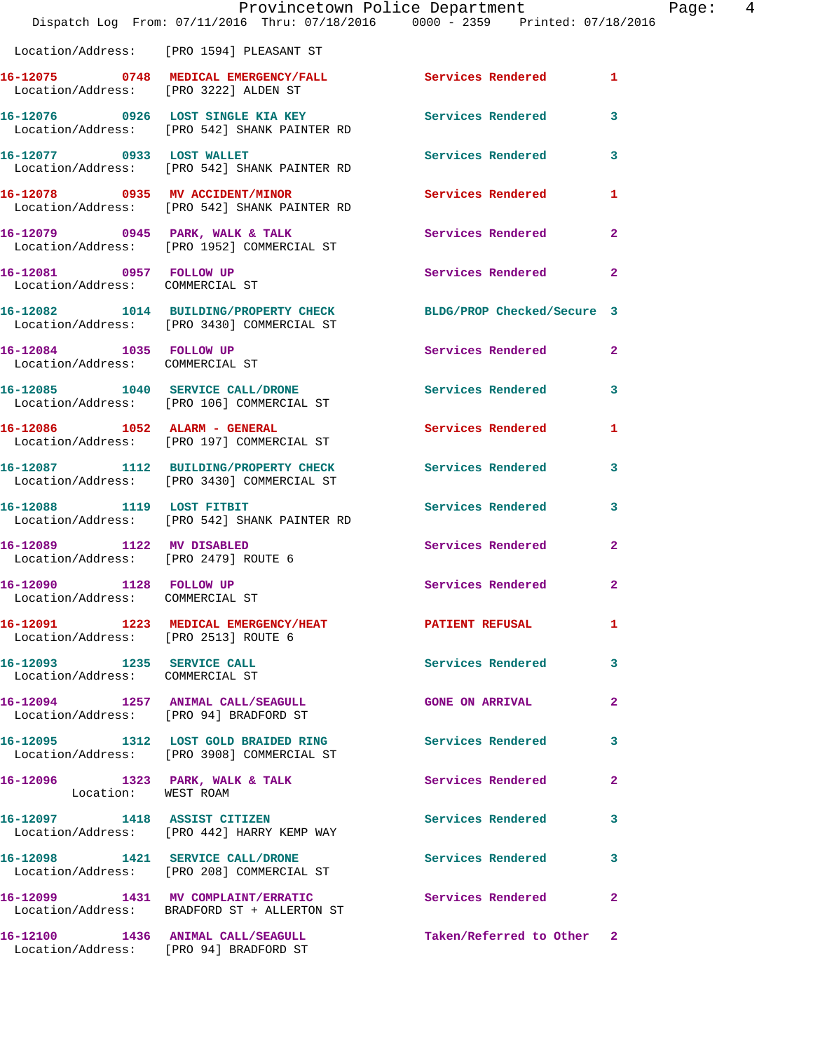Location/Address: [PRO 1594] PLEASANT ST

| Call # | Time | Call Type | Disposition | Priority |
|---|---|---|---|---|
| **16-12075** | **0748** | **MEDICAL EMERGENCY/FALL** | **Services Rendered** | **1** |
| Location/Address: [PRO 3222] ALDEN ST | | | | |
| **16-12076** | **0926** | **LOST SINGLE KIA KEY** | **Services Rendered** | **3** |
| Location/Address: [PRO 542] SHANK PAINTER RD | | | | |
| **16-12077** | **0933** | **LOST WALLET** | **Services Rendered** | **3** |
| Location/Address: [PRO 542] SHANK PAINTER RD | | | | |
| **16-12078** | **0935** | **MV ACCIDENT/MINOR** | **Services Rendered** | **1** |
| Location/Address: [PRO 542] SHANK PAINTER RD | | | | |
| **16-12079** | **0945** | **PARK, WALK & TALK** | **Services Rendered** | **2** |
| Location/Address: [PRO 1952] COMMERCIAL ST | | | | |
| **16-12081** | **0957** | **FOLLOW UP** | **Services Rendered** | **2** |
| Location/Address: COMMERCIAL ST | | | | |
| **16-12082** | **1014** | **BUILDING/PROPERTY CHECK** | **BLDG/PROP Checked/Secure** | **3** |
| Location/Address: [PRO 3430] COMMERCIAL ST | | | | |
| **16-12084** | **1035** | **FOLLOW UP** | **Services Rendered** | **2** |
| Location/Address: COMMERCIAL ST | | | | |
| **16-12085** | **1040** | **SERVICE CALL/DRONE** | **Services Rendered** | **3** |
| Location/Address: [PRO 106] COMMERCIAL ST | | | | |
| **16-12086** | **1052** | **ALARM - GENERAL** | **Services Rendered** | **1** |
| Location/Address: [PRO 197] COMMERCIAL ST | | | | |
| **16-12087** | **1112** | **BUILDING/PROPERTY CHECK** | **Services Rendered** | **3** |
| Location/Address: [PRO 3430] COMMERCIAL ST | | | | |
| **16-12088** | **1119** | **LOST FITBIT** | **Services Rendered** | **3** |
| Location/Address: [PRO 542] SHANK PAINTER RD | | | | |
| **16-12089** | **1122** | **MV DISABLED** | **Services Rendered** | **2** |
| Location/Address: [PRO 2479] ROUTE 6 | | | | |
| **16-12090** | **1128** | **FOLLOW UP** | **Services Rendered** | **2** |
| Location/Address: COMMERCIAL ST | | | | |
| **16-12091** | **1223** | **MEDICAL EMERGENCY/HEAT** | **PATIENT REFUSAL** | **1** |
| Location/Address: [PRO 2513] ROUTE 6 | | | | |
| **16-12093** | **1235** | **SERVICE CALL** | **Services Rendered** | **3** |
| Location/Address: COMMERCIAL ST | | | | |
| **16-12094** | **1257** | **ANIMAL CALL/SEAGULL** | **GONE ON ARRIVAL** | **2** |
| Location/Address: [PRO 94] BRADFORD ST | | | | |
| **16-12095** | **1312** | **LOST GOLD BRAIDED RING** | **Services Rendered** | **3** |
| Location/Address: [PRO 3908] COMMERCIAL ST | | | | |
| **16-12096** | **1323** | **PARK, WALK & TALK** | **Services Rendered** | **2** |
| Location: WEST ROAM | | | | |
| **16-12097** | **1418** | **ASSIST CITIZEN** | **Services Rendered** | **3** |
| Location/Address: [PRO 442] HARRY KEMP WAY | | | | |
| **16-12098** | **1421** | **SERVICE CALL/DRONE** | **Services Rendered** | **3** |
| Location/Address: [PRO 208] COMMERCIAL ST | | | | |
| **16-12099** | **1431** | **MV COMPLAINT/ERRATIC** | **Services Rendered** | **2** |
| Location/Address: BRADFORD ST + ALLERTON ST | | | | |
| **16-12100** | **1436** | **ANIMAL CALL/SEAGULL** | **Taken/Referred to Other** | **2** |
| Location/Address: [PRO 94] BRADFORD ST | | | | |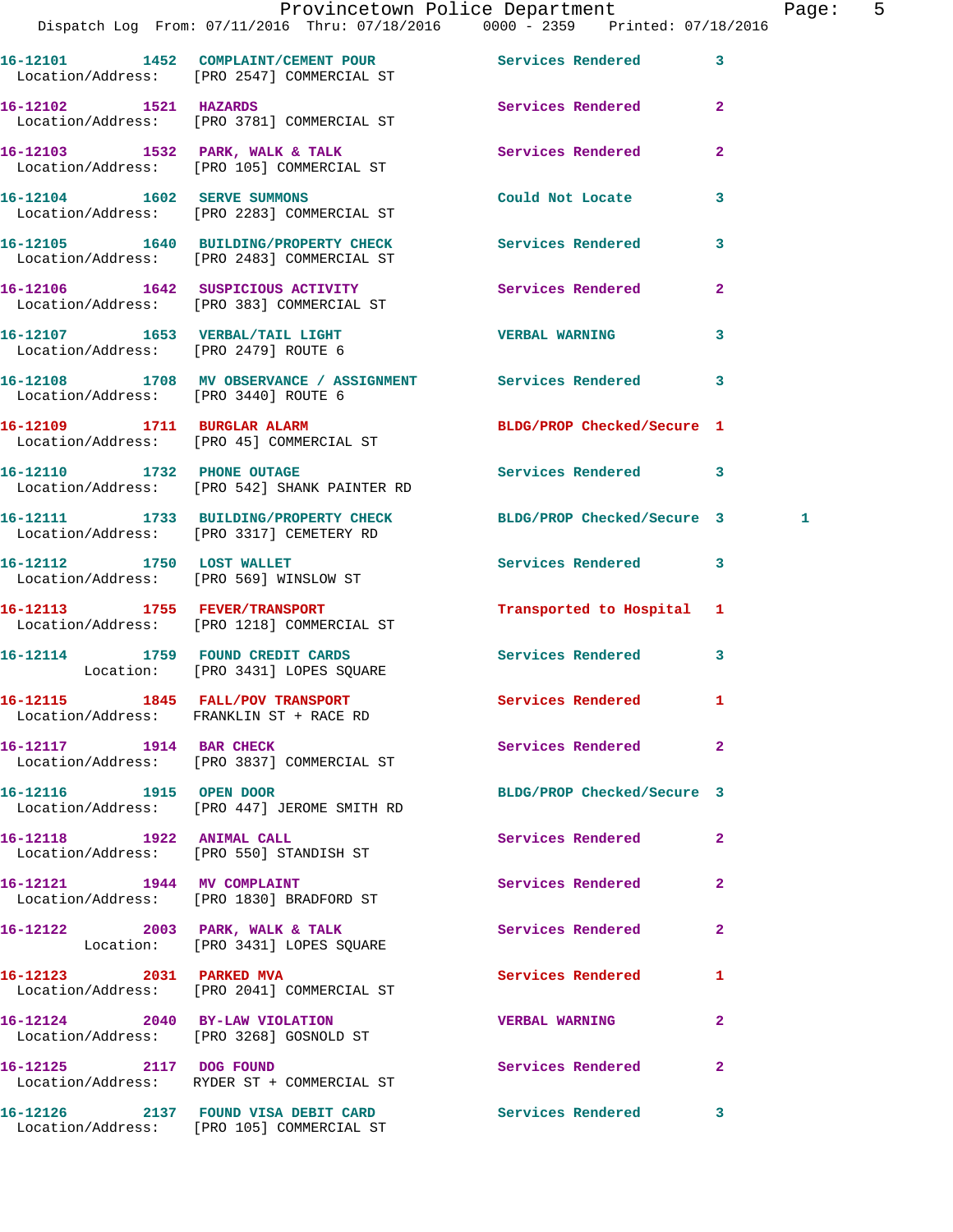| Call Number | Time | Call Reason | Action | Priority | |
|---|---|---|---|---|---|
| 16-12101 | 1452 | COMPLAINT/CEMENT POUR | Services Rendered | 3 | |
| Location/Address: [PRO 2547] COMMERCIAL ST | | | | | |
| 16-12102 | 1521 | HAZARDS | Services Rendered | 2 | |
| Location/Address: [PRO 3781] COMMERCIAL ST | | | | | |
| 16-12103 | 1532 | PARK, WALK & TALK | Services Rendered | 2 | |
| Location/Address: [PRO 105] COMMERCIAL ST | | | | | |
| 16-12104 | 1602 | SERVE SUMMONS | Could Not Locate | 3 | |
| Location/Address: [PRO 2283] COMMERCIAL ST | | | | | |
| 16-12105 | 1640 | BUILDING/PROPERTY CHECK | Services Rendered | 3 | |
| Location/Address: [PRO 2483] COMMERCIAL ST | | | | | |
| 16-12106 | 1642 | SUSPICIOUS ACTIVITY | Services Rendered | 2 | |
| Location/Address: [PRO 383] COMMERCIAL ST | | | | | |
| 16-12107 | 1653 | VERBAL/TAIL LIGHT | VERBAL WARNING | 3 | |
| Location/Address: [PRO 2479] ROUTE 6 | | | | | |
| 16-12108 | 1708 | MV OBSERVANCE / ASSIGNMENT | Services Rendered | 3 | |
| Location/Address: [PRO 3440] ROUTE 6 | | | | | |
| 16-12109 | 1711 | BURGLAR ALARM | BLDG/PROP Checked/Secure | 1 | |
| Location/Address: [PRO 45] COMMERCIAL ST | | | | | |
| 16-12110 | 1732 | PHONE OUTAGE | Services Rendered | 3 | |
| Location/Address: [PRO 542] SHANK PAINTER RD | | | | | |
| 16-12111 | 1733 | BUILDING/PROPERTY CHECK | BLDG/PROP Checked/Secure | 3 | 1 |
| Location/Address: [PRO 3317] CEMETERY RD | | | | | |
| 16-12112 | 1750 | LOST WALLET | Services Rendered | 3 | |
| Location/Address: [PRO 569] WINSLOW ST | | | | | |
| 16-12113 | 1755 | FEVER/TRANSPORT | Transported to Hospital | 1 | |
| Location/Address: [PRO 1218] COMMERCIAL ST | | | | | |
| 16-12114 | 1759 | FOUND CREDIT CARDS | Services Rendered | 3 | |
| Location: [PRO 3431] LOPES SQUARE | | | | | |
| 16-12115 | 1845 | FALL/POV TRANSPORT | Services Rendered | 1 | |
| Location/Address: FRANKLIN ST + RACE RD | | | | | |
| 16-12117 | 1914 | BAR CHECK | Services Rendered | 2 | |
| Location/Address: [PRO 3837] COMMERCIAL ST | | | | | |
| 16-12116 | 1915 | OPEN DOOR | BLDG/PROP Checked/Secure | 3 | |
| Location/Address: [PRO 447] JEROME SMITH RD | | | | | |
| 16-12118 | 1922 | ANIMAL CALL | Services Rendered | 2 | |
| Location/Address: [PRO 550] STANDISH ST | | | | | |
| 16-12121 | 1944 | MV COMPLAINT | Services Rendered | 2 | |
| Location/Address: [PRO 1830] BRADFORD ST | | | | | |
| 16-12122 | 2003 | PARK, WALK & TALK | Services Rendered | 2 | |
| Location: [PRO 3431] LOPES SQUARE | | | | | |
| 16-12123 | 2031 | PARKED MVA | Services Rendered | 1 | |
| Location/Address: [PRO 2041] COMMERCIAL ST | | | | | |
| 16-12124 | 2040 | BY-LAW VIOLATION | VERBAL WARNING | 2 | |
| Location/Address: [PRO 3268] GOSNOLD ST | | | | | |
| 16-12125 | 2117 | DOG FOUND | Services Rendered | 2 | |
| Location/Address: RYDER ST + COMMERCIAL ST | | | | | |
| 16-12126 | 2137 | FOUND VISA DEBIT CARD | Services Rendered | 3 | |
| Location/Address: [PRO 105] COMMERCIAL ST | | | | | |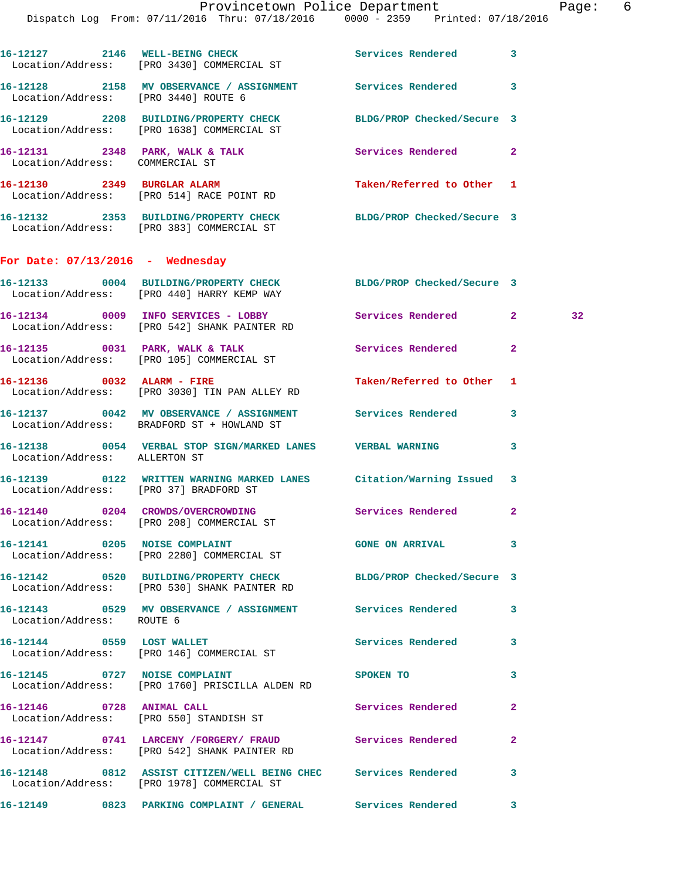16-12127 2146 WELL-BEING CHECK Services Rendered 3
Location/Address: [PRO 3430] COMMERCIAL ST

16-12128 2158 MV OBSERVANCE / ASSIGNMENT Services Rendered 3
Location/Address: [PRO 3440] ROUTE 6

16-12129 2208 BUILDING/PROPERTY CHECK BLDG/PROP Checked/Secure 3
Location/Address: [PRO 1638] COMMERCIAL ST

16-12131 2348 PARK, WALK & TALK Services Rendered 2
Location/Address: COMMERCIAL ST

16-12130 2349 BURGLAR ALARM Taken/Referred to Other 1
Location/Address: [PRO 514] RACE POINT RD

16-12132 2353 BUILDING/PROPERTY CHECK BLDG/PROP Checked/Secure 3
Location/Address: [PRO 383] COMMERCIAL ST

## For Date: 07/13/2016 - Wednesday

16-12133 0004 BUILDING/PROPERTY CHECK BLDG/PROP Checked/Secure 3
Location/Address: [PRO 440] HARRY KEMP WAY

16-12134 0009 INFO SERVICES - LOBBY Services Rendered 2 32
Location/Address: [PRO 542] SHANK PAINTER RD

16-12135 0031 PARK, WALK & TALK Services Rendered 2
Location/Address: [PRO 105] COMMERCIAL ST

16-12136 0032 ALARM - FIRE Taken/Referred to Other 1
Location/Address: [PRO 3030] TIN PAN ALLEY RD

16-12137 0042 MV OBSERVANCE / ASSIGNMENT Services Rendered 3
Location/Address: BRADFORD ST + HOWLAND ST

16-12138 0054 VERBAL STOP SIGN/MARKED LANES VERBAL WARNING 3
Location/Address: ALLERTON ST

16-12139 0122 WRITTEN WARNING MARKED LANES Citation/Warning Issued 3
Location/Address: [PRO 37] BRADFORD ST

16-12140 0204 CROWDS/OVERCROWDING Services Rendered 2
Location/Address: [PRO 208] COMMERCIAL ST

16-12141 0205 NOISE COMPLAINT GONE ON ARRIVAL 3
Location/Address: [PRO 2280] COMMERCIAL ST

16-12142 0520 BUILDING/PROPERTY CHECK BLDG/PROP Checked/Secure 3
Location/Address: [PRO 530] SHANK PAINTER RD

16-12143 0529 MV OBSERVANCE / ASSIGNMENT Services Rendered 3
Location/Address: ROUTE 6

16-12144 0559 LOST WALLET Services Rendered 3
Location/Address: [PRO 146] COMMERCIAL ST

16-12145 0727 NOISE COMPLAINT SPOKEN TO 3
Location/Address: [PRO 1760] PRISCILLA ALDEN RD

16-12146 0728 ANIMAL CALL Services Rendered 2
Location/Address: [PRO 550] STANDISH ST

16-12147 0741 LARCENY /FORGERY/ FRAUD Services Rendered 2
Location/Address: [PRO 542] SHANK PAINTER RD

16-12148 0812 ASSIST CITIZEN/WELL BEING CHEC Services Rendered 3
Location/Address: [PRO 1978] COMMERCIAL ST

16-12149 0823 PARKING COMPLAINT / GENERAL Services Rendered 3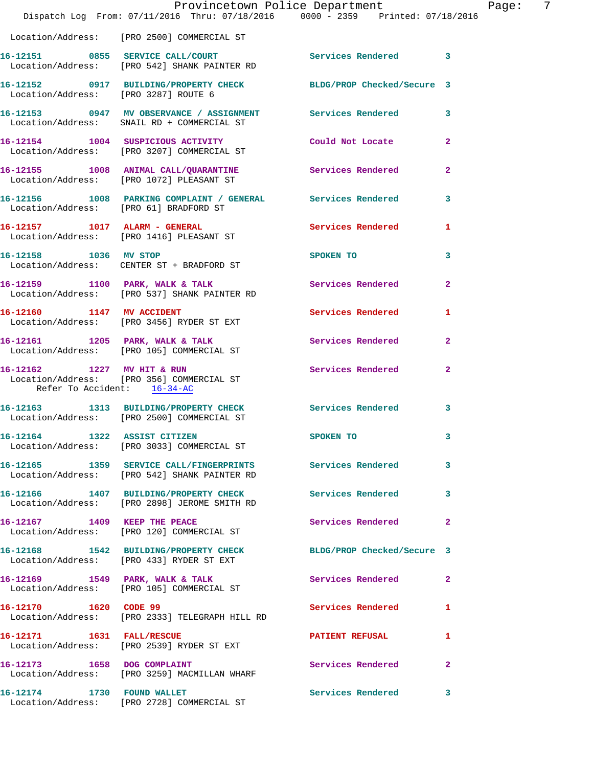Location/Address: [PRO 2500] COMMERCIAL ST

| Call # | Time | Call Type | Disposition | Priority |
|---|---|---|---|---|
| 16-12151 | 0855 | SERVICE CALL/COURT | Services Rendered | 3 |
| | | Location/Address: [PRO 542] SHANK PAINTER RD | | |
| 16-12152 | 0917 | BUILDING/PROPERTY CHECK | BLDG/PROP Checked/Secure | 3 |
| | | Location/Address: [PRO 3287] ROUTE 6 | | |
| 16-12153 | 0947 | MV OBSERVANCE / ASSIGNMENT | Services Rendered | 3 |
| | | Location/Address: SNAIL RD + COMMERCIAL ST | | |
| 16-12154 | 1004 | SUSPICIOUS ACTIVITY | Could Not Locate | 2 |
| | | Location/Address: [PRO 3207] COMMERCIAL ST | | |
| 16-12155 | 1008 | ANIMAL CALL/QUARANTINE | Services Rendered | 2 |
| | | Location/Address: [PRO 1072] PLEASANT ST | | |
| 16-12156 | 1008 | PARKING COMPLAINT / GENERAL | Services Rendered | 3 |
| | | Location/Address: [PRO 61] BRADFORD ST | | |
| 16-12157 | 1017 | ALARM - GENERAL | Services Rendered | 1 |
| | | Location/Address: [PRO 1416] PLEASANT ST | | |
| 16-12158 | 1036 | MV STOP | SPOKEN TO | 3 |
| | | Location/Address: CENTER ST + BRADFORD ST | | |
| 16-12159 | 1100 | PARK, WALK & TALK | Services Rendered | 2 |
| | | Location/Address: [PRO 537] SHANK PAINTER RD | | |
| 16-12160 | 1147 | MV ACCIDENT | Services Rendered | 1 |
| | | Location/Address: [PRO 3456] RYDER ST EXT | | |
| 16-12161 | 1205 | PARK, WALK & TALK | Services Rendered | 2 |
| | | Location/Address: [PRO 105] COMMERCIAL ST | | |
| 16-12162 | 1227 | MV HIT & RUN | Services Rendered | 2 |
| | | Location/Address: [PRO 356] COMMERCIAL ST; Refer To Accident: 16-34-AC | | |
| 16-12163 | 1313 | BUILDING/PROPERTY CHECK | Services Rendered | 3 |
| | | Location/Address: [PRO 2500] COMMERCIAL ST | | |
| 16-12164 | 1322 | ASSIST CITIZEN | SPOKEN TO | 3 |
| | | Location/Address: [PRO 3033] COMMERCIAL ST | | |
| 16-12165 | 1359 | SERVICE CALL/FINGERPRINTS | Services Rendered | 3 |
| | | Location/Address: [PRO 542] SHANK PAINTER RD | | |
| 16-12166 | 1407 | BUILDING/PROPERTY CHECK | Services Rendered | 3 |
| | | Location/Address: [PRO 2898] JEROME SMITH RD | | |
| 16-12167 | 1409 | KEEP THE PEACE | Services Rendered | 2 |
| | | Location/Address: [PRO 120] COMMERCIAL ST | | |
| 16-12168 | 1542 | BUILDING/PROPERTY CHECK | BLDG/PROP Checked/Secure | 3 |
| | | Location/Address: [PRO 433] RYDER ST EXT | | |
| 16-12169 | 1549 | PARK, WALK & TALK | Services Rendered | 2 |
| | | Location/Address: [PRO 105] COMMERCIAL ST | | |
| 16-12170 | 1620 | CODE 99 | Services Rendered | 1 |
| | | Location/Address: [PRO 2333] TELEGRAPH HILL RD | | |
| 16-12171 | 1631 | FALL/RESCUE | PATIENT REFUSAL | 1 |
| | | Location/Address: [PRO 2539] RYDER ST EXT | | |
| 16-12173 | 1658 | DOG COMPLAINT | Services Rendered | 2 |
| | | Location/Address: [PRO 3259] MACMILLAN WHARF | | |
| 16-12174 | 1730 | FOUND WALLET | Services Rendered | 3 |
| | | Location/Address: [PRO 2728] COMMERCIAL ST | | |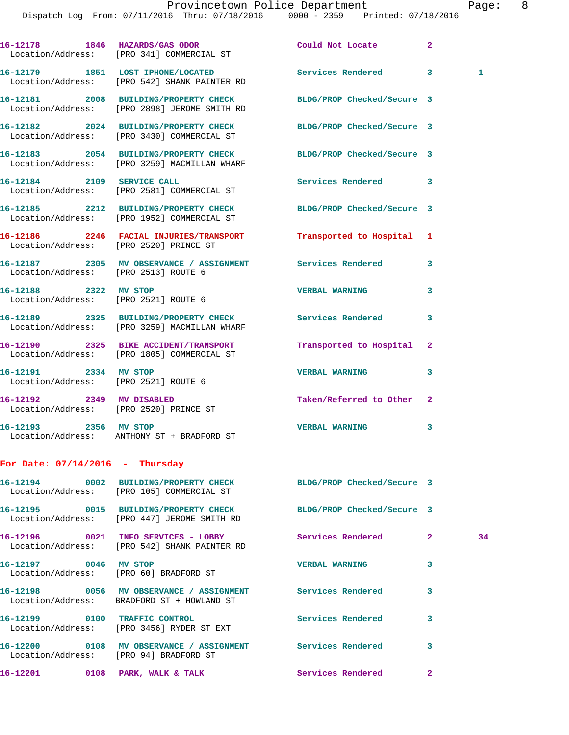16-12178 1846 HAZARDS/GAS ODOR Could Not Locate 2
Location/Address: [PRO 341] COMMERCIAL ST

16-12179 1851 LOST IPHONE/LOCATED Services Rendered 3 1
Location/Address: [PRO 542] SHANK PAINTER RD

16-12181 2008 BUILDING/PROPERTY CHECK BLDG/PROP Checked/Secure 3
Location/Address: [PRO 2898] JEROME SMITH RD

16-12182 2024 BUILDING/PROPERTY CHECK BLDG/PROP Checked/Secure 3
Location/Address: [PRO 3430] COMMERCIAL ST

16-12183 2054 BUILDING/PROPERTY CHECK BLDG/PROP Checked/Secure 3
Location/Address: [PRO 3259] MACMILLAN WHARF

16-12184 2109 SERVICE CALL Services Rendered 3
Location/Address: [PRO 2581] COMMERCIAL ST

16-12185 2212 BUILDING/PROPERTY CHECK BLDG/PROP Checked/Secure 3
Location/Address: [PRO 1952] COMMERCIAL ST

16-12186 2246 FACIAL INJURIES/TRANSPORT Transported to Hospital 1
Location/Address: [PRO 2520] PRINCE ST

16-12187 2305 MV OBSERVANCE / ASSIGNMENT Services Rendered 3
Location/Address: [PRO 2513] ROUTE 6

16-12188 2322 MV STOP VERBAL WARNING 3
Location/Address: [PRO 2521] ROUTE 6

16-12189 2325 BUILDING/PROPERTY CHECK Services Rendered 3
Location/Address: [PRO 3259] MACMILLAN WHARF

16-12190 2325 BIKE ACCIDENT/TRANSPORT Transported to Hospital 2
Location/Address: [PRO 1805] COMMERCIAL ST

16-12191 2334 MV STOP VERBAL WARNING 3
Location/Address: [PRO 2521] ROUTE 6

16-12192 2349 MV DISABLED Taken/Referred to Other 2
Location/Address: [PRO 2520] PRINCE ST

16-12193 2356 MV STOP VERBAL WARNING 3
Location/Address: ANTHONY ST + BRADFORD ST

**For Date: 07/14/2016 - Thursday**

16-12194 0002 BUILDING/PROPERTY CHECK BLDG/PROP Checked/Secure 3
Location/Address: [PRO 105] COMMERCIAL ST

16-12195 0015 BUILDING/PROPERTY CHECK BLDG/PROP Checked/Secure 3
Location/Address: [PRO 447] JEROME SMITH RD

16-12196 0021 INFO SERVICES - LOBBY Services Rendered 2 34
Location/Address: [PRO 542] SHANK PAINTER RD

16-12197 0046 MV STOP VERBAL WARNING 3
Location/Address: [PRO 60] BRADFORD ST

16-12198 0056 MV OBSERVANCE / ASSIGNMENT Services Rendered 3
Location/Address: BRADFORD ST + HOWLAND ST

16-12199 0100 TRAFFIC CONTROL Services Rendered 3
Location/Address: [PRO 3456] RYDER ST EXT

16-12200 0108 MV OBSERVANCE / ASSIGNMENT Services Rendered 3
Location/Address: [PRO 94] BRADFORD ST

16-12201 0108 PARK, WALK & TALK Services Rendered 2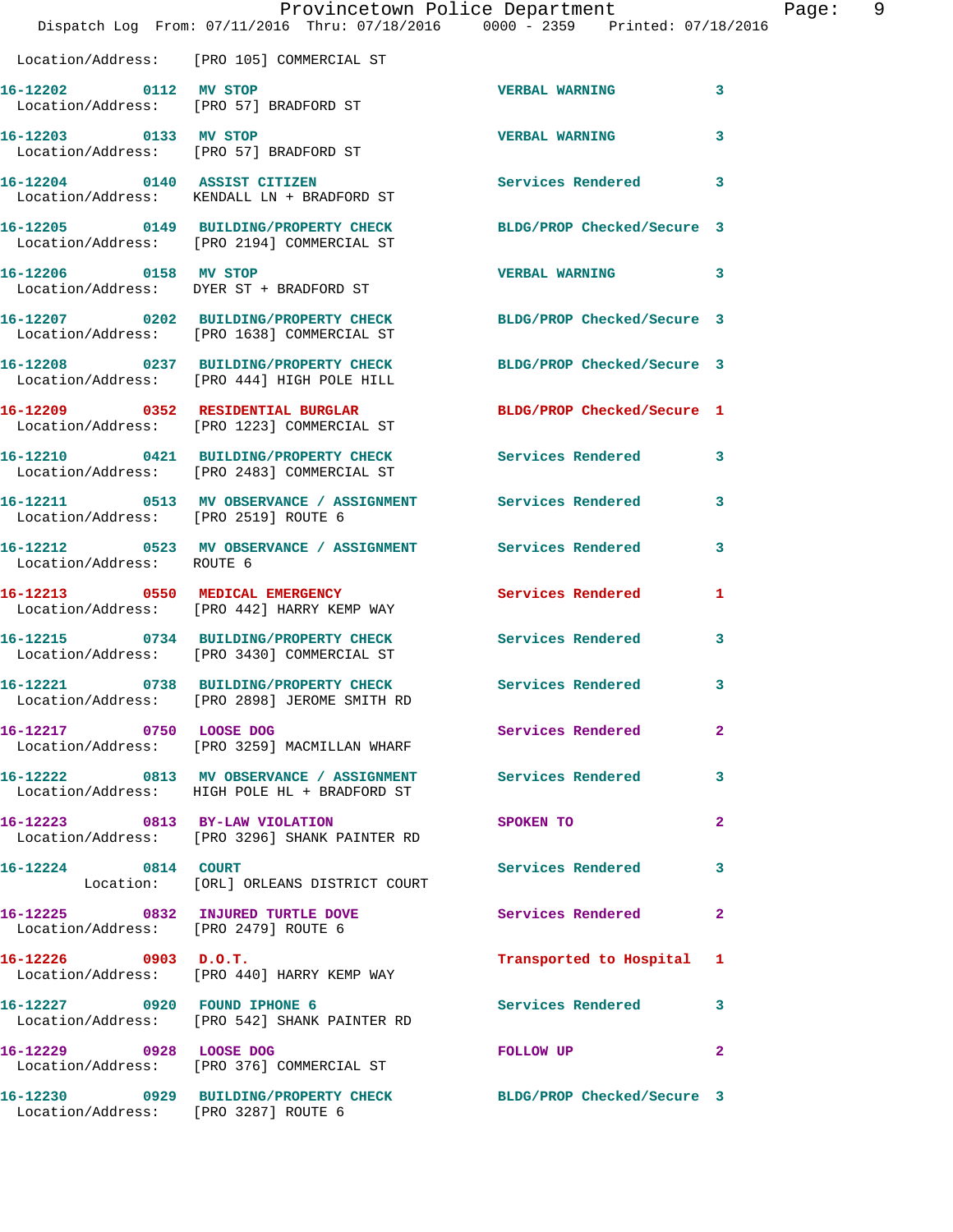Location/Address: [PRO 105] COMMERCIAL ST

| Call # | Time | Call Reason | Action | Priority |
|---|---|---|---|---|
| 16-12202 | 0112 | MV STOP | VERBAL WARNING | 3 |
| | | Location/Address: [PRO 57] BRADFORD ST | | |
| 16-12203 | 0133 | MV STOP | VERBAL WARNING | 3 |
| | | Location/Address: [PRO 57] BRADFORD ST | | |
| 16-12204 | 0140 | ASSIST CITIZEN | Services Rendered | 3 |
| | | Location/Address: KENDALL LN + BRADFORD ST | | |
| 16-12205 | 0149 | BUILDING/PROPERTY CHECK | BLDG/PROP Checked/Secure | 3 |
| | | Location/Address: [PRO 2194] COMMERCIAL ST | | |
| 16-12206 | 0158 | MV STOP | VERBAL WARNING | 3 |
| | | Location/Address: DYER ST + BRADFORD ST | | |
| 16-12207 | 0202 | BUILDING/PROPERTY CHECK | BLDG/PROP Checked/Secure | 3 |
| | | Location/Address: [PRO 1638] COMMERCIAL ST | | |
| 16-12208 | 0237 | BUILDING/PROPERTY CHECK | BLDG/PROP Checked/Secure | 3 |
| | | Location/Address: [PRO 444] HIGH POLE HILL | | |
| 16-12209 | 0352 | RESIDENTIAL BURGLAR | BLDG/PROP Checked/Secure | 1 |
| | | Location/Address: [PRO 1223] COMMERCIAL ST | | |
| 16-12210 | 0421 | BUILDING/PROPERTY CHECK | Services Rendered | 3 |
| | | Location/Address: [PRO 2483] COMMERCIAL ST | | |
| 16-12211 | 0513 | MV OBSERVANCE / ASSIGNMENT | Services Rendered | 3 |
| | | Location/Address: [PRO 2519] ROUTE 6 | | |
| 16-12212 | 0523 | MV OBSERVANCE / ASSIGNMENT | Services Rendered | 3 |
| | | Location/Address: ROUTE 6 | | |
| 16-12213 | 0550 | MEDICAL EMERGENCY | Services Rendered | 1 |
| | | Location/Address: [PRO 442] HARRY KEMP WAY | | |
| 16-12215 | 0734 | BUILDING/PROPERTY CHECK | Services Rendered | 3 |
| | | Location/Address: [PRO 3430] COMMERCIAL ST | | |
| 16-12221 | 0738 | BUILDING/PROPERTY CHECK | Services Rendered | 3 |
| | | Location/Address: [PRO 2898] JEROME SMITH RD | | |
| 16-12217 | 0750 | LOOSE DOG | Services Rendered | 2 |
| | | Location/Address: [PRO 3259] MACMILLAN WHARF | | |
| 16-12222 | 0813 | MV OBSERVANCE / ASSIGNMENT | Services Rendered | 3 |
| | | Location/Address: HIGH POLE HL + BRADFORD ST | | |
| 16-12223 | 0813 | BY-LAW VIOLATION | SPOKEN TO | 2 |
| | | Location/Address: [PRO 3296] SHANK PAINTER RD | | |
| 16-12224 | 0814 | COURT | Services Rendered | 3 |
| | | Location: [ORL] ORLEANS DISTRICT COURT | | |
| 16-12225 | 0832 | INJURED TURTLE DOVE | Services Rendered | 2 |
| | | Location/Address: [PRO 2479] ROUTE 6 | | |
| 16-12226 | 0903 | D.O.T. | Transported to Hospital | 1 |
| | | Location/Address: [PRO 440] HARRY KEMP WAY | | |
| 16-12227 | 0920 | FOUND IPHONE 6 | Services Rendered | 3 |
| | | Location/Address: [PRO 542] SHANK PAINTER RD | | |
| 16-12229 | 0928 | LOOSE DOG | FOLLOW UP | 2 |
| | | Location/Address: [PRO 376] COMMERCIAL ST | | |
| 16-12230 | 0929 | BUILDING/PROPERTY CHECK | BLDG/PROP Checked/Secure | 3 |
| | | Location/Address: [PRO 3287] ROUTE 6 | | |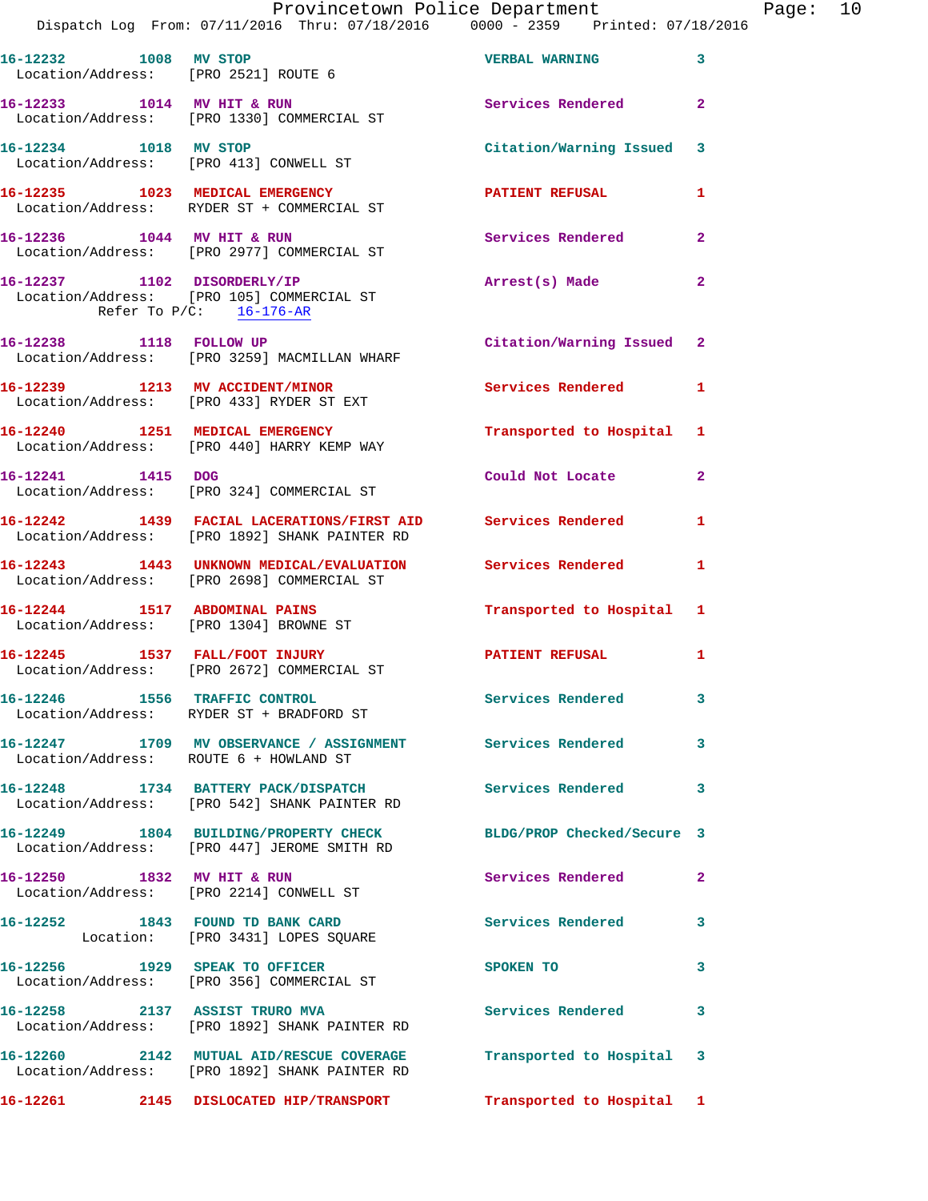16-12232 1008 MV STOP VERBAL WARNING 3
Location/Address: [PRO 2521] ROUTE 6

16-12233 1014 MV HIT & RUN Services Rendered 2
Location/Address: [PRO 1330] COMMERCIAL ST

16-12234 1018 MV STOP Citation/Warning Issued 3
Location/Address: [PRO 413] CONWELL ST

16-12235 1023 MEDICAL EMERGENCY PATIENT REFUSAL 1
Location/Address: RYDER ST + COMMERCIAL ST

16-12236 1044 MV HIT & RUN Services Rendered 2
Location/Address: [PRO 2977] COMMERCIAL ST

16-12237 1102 DISORDERLY/IP Arrest(s) Made 2
Location/Address: [PRO 105] COMMERCIAL ST
Refer To P/C: 16-176-AR

16-12238 1118 FOLLOW UP Citation/Warning Issued 2
Location/Address: [PRO 3259] MACMILLAN WHARF

16-12239 1213 MV ACCIDENT/MINOR Services Rendered 1
Location/Address: [PRO 433] RYDER ST EXT

16-12240 1251 MEDICAL EMERGENCY Transported to Hospital 1
Location/Address: [PRO 440] HARRY KEMP WAY

16-12241 1415 DOG Could Not Locate 2
Location/Address: [PRO 324] COMMERCIAL ST

16-12242 1439 FACIAL LACERATIONS/FIRST AID Services Rendered 1
Location/Address: [PRO 1892] SHANK PAINTER RD

16-12243 1443 UNKNOWN MEDICAL/EVALUATION Services Rendered 1
Location/Address: [PRO 2698] COMMERCIAL ST

16-12244 1517 ABDOMINAL PAINS Transported to Hospital 1
Location/Address: [PRO 1304] BROWNE ST

16-12245 1537 FALL/FOOT INJURY PATIENT REFUSAL 1
Location/Address: [PRO 2672] COMMERCIAL ST

16-12246 1556 TRAFFIC CONTROL Services Rendered 3
Location/Address: RYDER ST + BRADFORD ST

16-12247 1709 MV OBSERVANCE / ASSIGNMENT Services Rendered 3
Location/Address: ROUTE 6 + HOWLAND ST

16-12248 1734 BATTERY PACK/DISPATCH Services Rendered 3
Location/Address: [PRO 542] SHANK PAINTER RD

16-12249 1804 BUILDING/PROPERTY CHECK BLDG/PROP Checked/Secure 3
Location/Address: [PRO 447] JEROME SMITH RD

16-12250 1832 MV HIT & RUN Services Rendered 2
Location/Address: [PRO 2214] CONWELL ST

16-12252 1843 FOUND TD BANK CARD Services Rendered 3
Location: [PRO 3431] LOPES SQUARE

16-12256 1929 SPEAK TO OFFICER SPOKEN TO 3
Location/Address: [PRO 356] COMMERCIAL ST

16-12258 2137 ASSIST TRURO MVA Services Rendered 3
Location/Address: [PRO 1892] SHANK PAINTER RD

16-12260 2142 MUTUAL AID/RESCUE COVERAGE Transported to Hospital 3
Location/Address: [PRO 1892] SHANK PAINTER RD

16-12261 2145 DISLOCATED HIP/TRANSPORT Transported to Hospital 1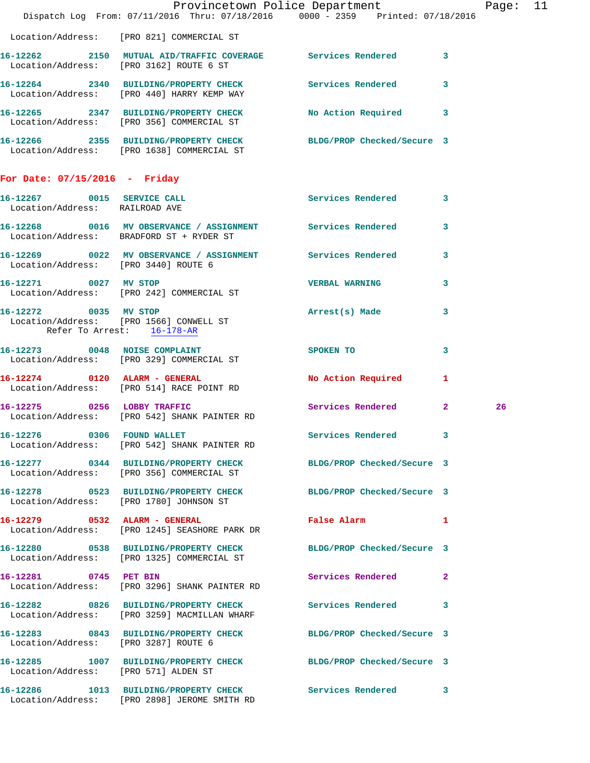Location/Address: [PRO 821] COMMERCIAL ST

16-12262 2150 MUTUAL AID/TRAFFIC COVERAGE Services Rendered 3
Location/Address: [PRO 3162] ROUTE 6 ST

16-12264 2340 BUILDING/PROPERTY CHECK Services Rendered 3
Location/Address: [PRO 440] HARRY KEMP WAY

16-12265 2347 BUILDING/PROPERTY CHECK No Action Required 3
Location/Address: [PRO 356] COMMERCIAL ST

16-12266 2355 BUILDING/PROPERTY CHECK BLDG/PROP Checked/Secure 3
Location/Address: [PRO 1638] COMMERCIAL ST

## For Date: 07/15/2016 - Friday

16-12267 0015 SERVICE CALL Services Rendered 3
Location/Address: RAILROAD AVE

16-12268 0016 MV OBSERVANCE / ASSIGNMENT Services Rendered 3
Location/Address: BRADFORD ST + RYDER ST

16-12269 0022 MV OBSERVANCE / ASSIGNMENT Services Rendered 3
Location/Address: [PRO 3440] ROUTE 6

16-12271 0027 MV STOP VERBAL WARNING 3
Location/Address: [PRO 242] COMMERCIAL ST

16-12272 0035 MV STOP Arrest(s) Made 3
Location/Address: [PRO 1566] CONWELL ST
Refer To Arrest: 16-178-AR

16-12273 0048 NOISE COMPLAINT SPOKEN TO 3
Location/Address: [PRO 329] COMMERCIAL ST

16-12274 0120 ALARM - GENERAL No Action Required 1
Location/Address: [PRO 514] RACE POINT RD

16-12275 0256 LOBBY TRAFFIC Services Rendered 2 26
Location/Address: [PRO 542] SHANK PAINTER RD

16-12276 0306 FOUND WALLET Services Rendered 3
Location/Address: [PRO 542] SHANK PAINTER RD

16-12277 0344 BUILDING/PROPERTY CHECK BLDG/PROP Checked/Secure 3
Location/Address: [PRO 356] COMMERCIAL ST

16-12278 0523 BUILDING/PROPERTY CHECK BLDG/PROP Checked/Secure 3
Location/Address: [PRO 1780] JOHNSON ST

16-12279 0532 ALARM - GENERAL False Alarm 1
Location/Address: [PRO 1245] SEASHORE PARK DR

16-12280 0538 BUILDING/PROPERTY CHECK BLDG/PROP Checked/Secure 3
Location/Address: [PRO 1325] COMMERCIAL ST

16-12281 0745 PET BIN Services Rendered 2
Location/Address: [PRO 3296] SHANK PAINTER RD

16-12282 0826 BUILDING/PROPERTY CHECK Services Rendered 3
Location/Address: [PRO 3259] MACMILLAN WHARF

16-12283 0843 BUILDING/PROPERTY CHECK BLDG/PROP Checked/Secure 3
Location/Address: [PRO 3287] ROUTE 6

16-12285 1007 BUILDING/PROPERTY CHECK BLDG/PROP Checked/Secure 3
Location/Address: [PRO 571] ALDEN ST

16-12286 1013 BUILDING/PROPERTY CHECK Services Rendered 3
Location/Address: [PRO 2898] JEROME SMITH RD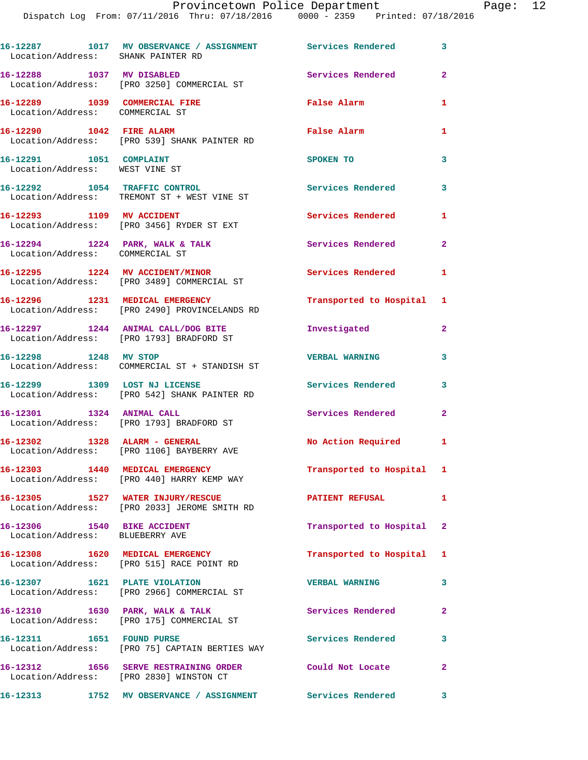16-12287 1017 MV OBSERVANCE / ASSIGNMENT Services Rendered 3
Location/Address: SHANK PAINTER RD

16-12288 1037 MV DISABLED Services Rendered 2
Location/Address: [PRO 3250] COMMERCIAL ST

16-12289 1039 COMMERCIAL FIRE False Alarm 1
Location/Address: COMMERCIAL ST

16-12290 1042 FIRE ALARM False Alarm 1
Location/Address: [PRO 539] SHANK PAINTER RD

16-12291 1051 COMPLAINT SPOKEN TO 3
Location/Address: WEST VINE ST

16-12292 1054 TRAFFIC CONTROL Services Rendered 3
Location/Address: TREMONT ST + WEST VINE ST

16-12293 1109 MV ACCIDENT Services Rendered 1
Location/Address: [PRO 3456] RYDER ST EXT

16-12294 1224 PARK, WALK & TALK Services Rendered 2
Location/Address: COMMERCIAL ST

16-12295 1224 MV ACCIDENT/MINOR Services Rendered 1
Location/Address: [PRO 3489] COMMERCIAL ST

16-12296 1231 MEDICAL EMERGENCY Transported to Hospital 1
Location/Address: [PRO 2490] PROVINCELANDS RD

16-12297 1244 ANIMAL CALL/DOG BITE Investigated 2
Location/Address: [PRO 1793] BRADFORD ST

16-12298 1248 MV STOP VERBAL WARNING 3
Location/Address: COMMERCIAL ST + STANDISH ST

16-12299 1309 LOST NJ LICENSE Services Rendered 3
Location/Address: [PRO 542] SHANK PAINTER RD

16-12301 1324 ANIMAL CALL Services Rendered 2
Location/Address: [PRO 1793] BRADFORD ST

16-12302 1328 ALARM - GENERAL No Action Required 1
Location/Address: [PRO 1106] BAYBERRY AVE

16-12303 1440 MEDICAL EMERGENCY Transported to Hospital 1
Location/Address: [PRO 440] HARRY KEMP WAY

16-12305 1527 WATER INJURY/RESCUE PATIENT REFUSAL 1
Location/Address: [PRO 2033] JEROME SMITH RD

16-12306 1540 BIKE ACCIDENT Transported to Hospital 2
Location/Address: BLUEBERRY AVE

16-12308 1620 MEDICAL EMERGENCY Transported to Hospital 1
Location/Address: [PRO 515] RACE POINT RD

16-12307 1621 PLATE VIOLATION VERBAL WARNING 3
Location/Address: [PRO 2966] COMMERCIAL ST

16-12310 1630 PARK, WALK & TALK Services Rendered 2
Location/Address: [PRO 175] COMMERCIAL ST

16-12311 1651 FOUND PURSE Services Rendered 3
Location/Address: [PRO 75] CAPTAIN BERTIES WAY

16-12312 1656 SERVE RESTRAINING ORDER Could Not Locate 2
Location/Address: [PRO 2830] WINSTON CT

16-12313 1752 MV OBSERVANCE / ASSIGNMENT Services Rendered 3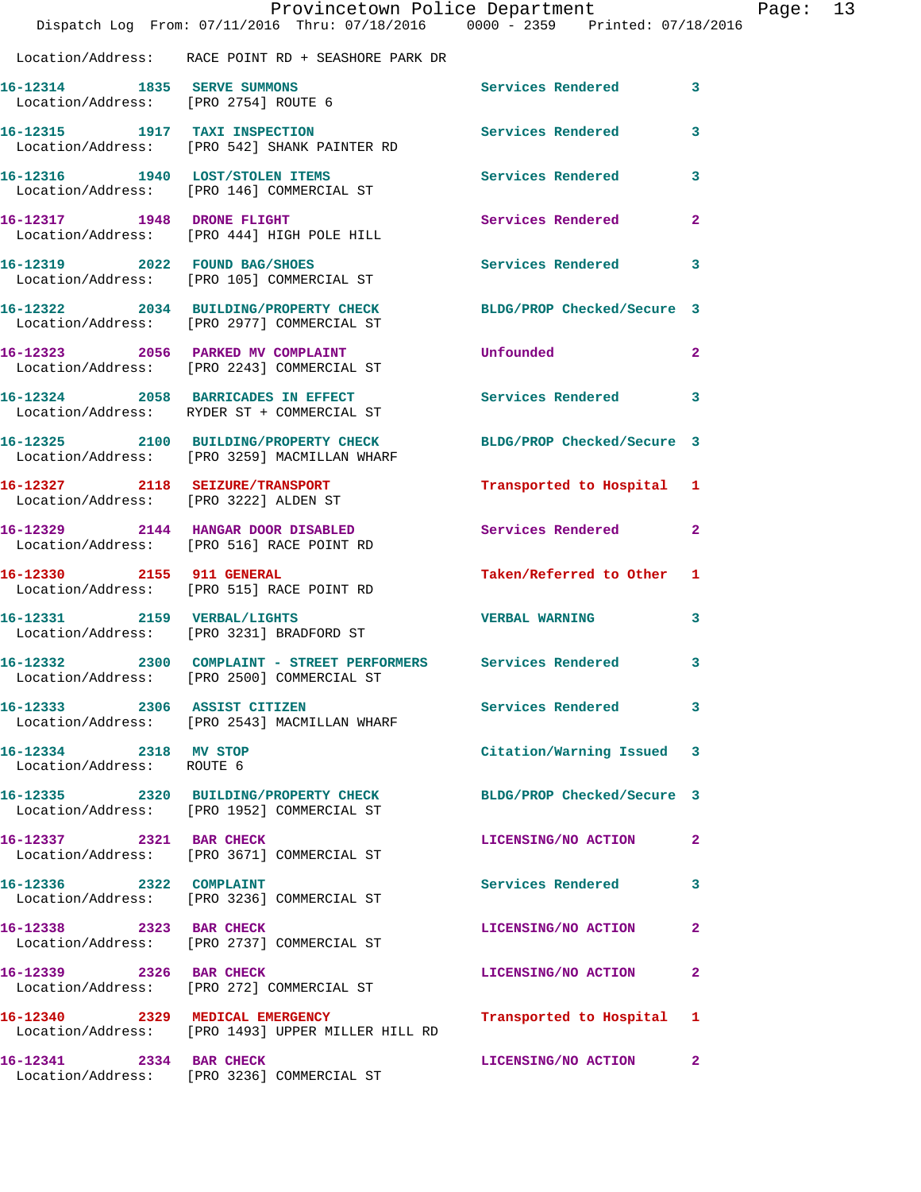Location/Address: RACE POINT RD + SEASHORE PARK DR

| Call Number | Time | Call Reason | Action | Priority |
|---|---|---|---|---|
| 16-12314 | 1835 | SERVE SUMMONS | Services Rendered | 3 |
| | | Location/Address: [PRO 2754] ROUTE 6 | | |
| 16-12315 | 1917 | TAXI INSPECTION | Services Rendered | 3 |
| | | Location/Address: [PRO 542] SHANK PAINTER RD | | |
| 16-12316 | 1940 | LOST/STOLEN ITEMS | Services Rendered | 3 |
| | | Location/Address: [PRO 146] COMMERCIAL ST | | |
| 16-12317 | 1948 | DRONE FLIGHT | Services Rendered | 2 |
| | | Location/Address: [PRO 444] HIGH POLE HILL | | |
| 16-12319 | 2022 | FOUND BAG/SHOES | Services Rendered | 3 |
| | | Location/Address: [PRO 105] COMMERCIAL ST | | |
| 16-12322 | 2034 | BUILDING/PROPERTY CHECK | BLDG/PROP Checked/Secure | 3 |
| | | Location/Address: [PRO 2977] COMMERCIAL ST | | |
| 16-12323 | 2056 | PARKED MV COMPLAINT | Unfounded | 2 |
| | | Location/Address: [PRO 2243] COMMERCIAL ST | | |
| 16-12324 | 2058 | BARRICADES IN EFFECT | Services Rendered | 3 |
| | | Location/Address: RYDER ST + COMMERCIAL ST | | |
| 16-12325 | 2100 | BUILDING/PROPERTY CHECK | BLDG/PROP Checked/Secure | 3 |
| | | Location/Address: [PRO 3259] MACMILLAN WHARF | | |
| 16-12327 | 2118 | SEIZURE/TRANSPORT | Transported to Hospital | 1 |
| | | Location/Address: [PRO 3222] ALDEN ST | | |
| 16-12329 | 2144 | HANGAR DOOR DISABLED | Services Rendered | 2 |
| | | Location/Address: [PRO 516] RACE POINT RD | | |
| 16-12330 | 2155 | 911 GENERAL | Taken/Referred to Other | 1 |
| | | Location/Address: [PRO 515] RACE POINT RD | | |
| 16-12331 | 2159 | VERBAL/LIGHTS | VERBAL WARNING | 3 |
| | | Location/Address: [PRO 3231] BRADFORD ST | | |
| 16-12332 | 2300 | COMPLAINT - STREET PERFORMERS | Services Rendered | 3 |
| | | Location/Address: [PRO 2500] COMMERCIAL ST | | |
| 16-12333 | 2306 | ASSIST CITIZEN | Services Rendered | 3 |
| | | Location/Address: [PRO 2543] MACMILLAN WHARF | | |
| 16-12334 | 2318 | MV STOP | Citation/Warning Issued | 3 |
| | | Location/Address: ROUTE 6 | | |
| 16-12335 | 2320 | BUILDING/PROPERTY CHECK | BLDG/PROP Checked/Secure | 3 |
| | | Location/Address: [PRO 1952] COMMERCIAL ST | | |
| 16-12337 | 2321 | BAR CHECK | LICENSING/NO ACTION | 2 |
| | | Location/Address: [PRO 3671] COMMERCIAL ST | | |
| 16-12336 | 2322 | COMPLAINT | Services Rendered | 3 |
| | | Location/Address: [PRO 3236] COMMERCIAL ST | | |
| 16-12338 | 2323 | BAR CHECK | LICENSING/NO ACTION | 2 |
| | | Location/Address: [PRO 2737] COMMERCIAL ST | | |
| 16-12339 | 2326 | BAR CHECK | LICENSING/NO ACTION | 2 |
| | | Location/Address: [PRO 272] COMMERCIAL ST | | |
| 16-12340 | 2329 | MEDICAL EMERGENCY | Transported to Hospital | 1 |
| | | Location/Address: [PRO 1493] UPPER MILLER HILL RD | | |
| 16-12341 | 2334 | BAR CHECK | LICENSING/NO ACTION | 2 |
| | | Location/Address: [PRO 3236] COMMERCIAL ST | | |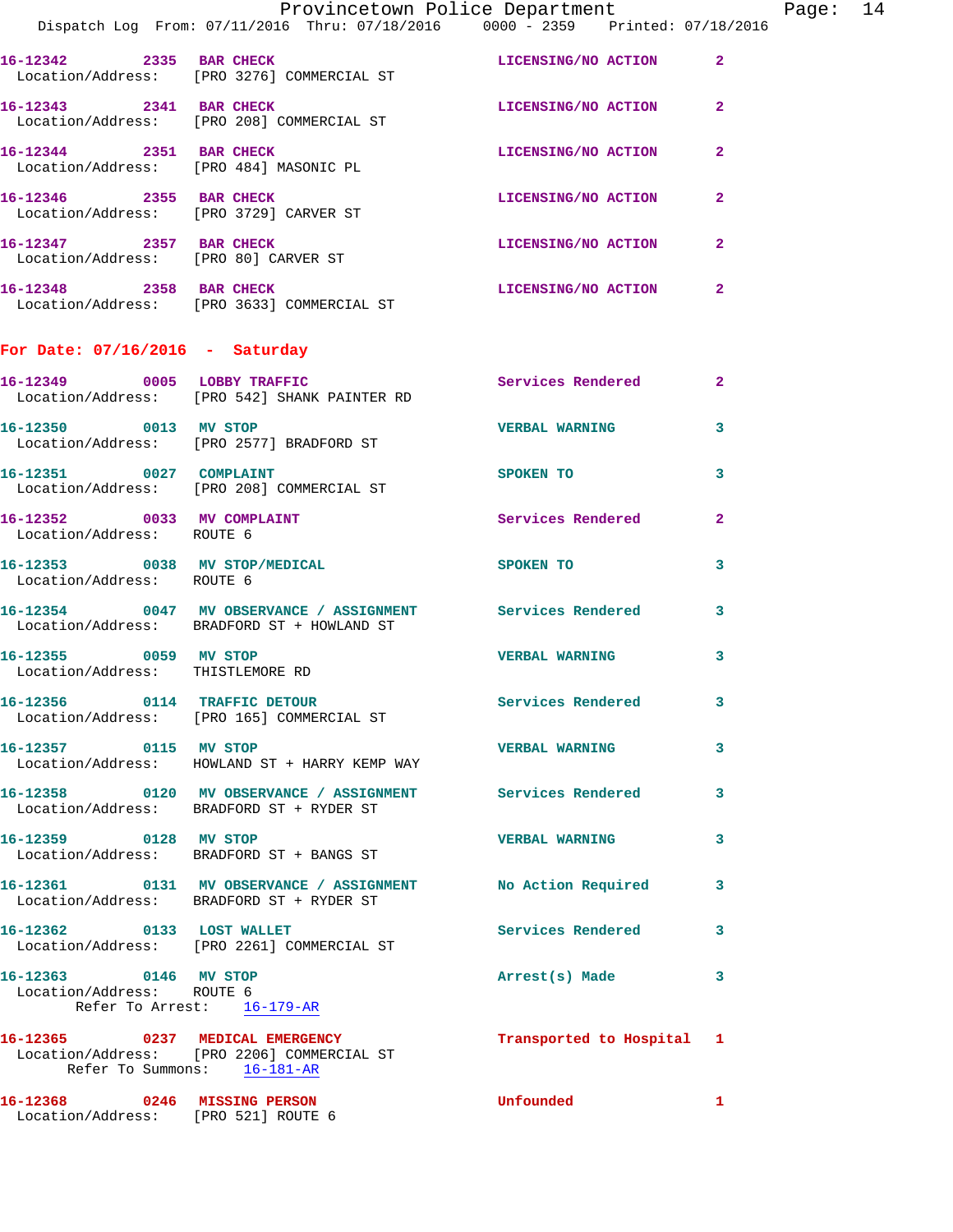16-12342 2335 **BAR CHECK** LICENSING/NO ACTION 2
Location/Address: [PRO 3276] COMMERCIAL ST

16-12343 2341 **BAR CHECK** LICENSING/NO ACTION 2
Location/Address: [PRO 208] COMMERCIAL ST

16-12344 2351 **BAR CHECK** LICENSING/NO ACTION 2
Location/Address: [PRO 484] MASONIC PL

16-12346 2355 **BAR CHECK** LICENSING/NO ACTION 2
Location/Address: [PRO 3729] CARVER ST

16-12347 2357 **BAR CHECK** LICENSING/NO ACTION 2
Location/Address: [PRO 80] CARVER ST

16-12348 2358 **BAR CHECK** LICENSING/NO ACTION 2
Location/Address: [PRO 3633] COMMERCIAL ST

## For Date: 07/16/2016 - Saturday

16-12349 0005 **LOBBY TRAFFIC** Services Rendered 2
Location/Address: [PRO 542] SHANK PAINTER RD

16-12350 0013 **MV STOP** VERBAL WARNING 3
Location/Address: [PRO 2577] BRADFORD ST

16-12351 0027 **COMPLAINT** SPOKEN TO 3
Location/Address: [PRO 208] COMMERCIAL ST

16-12352 0033 **MV COMPLAINT** Services Rendered 2
Location/Address: ROUTE 6

16-12353 0038 **MV STOP/MEDICAL** SPOKEN TO 3
Location/Address: ROUTE 6

16-12354 0047 **MV OBSERVANCE / ASSIGNMENT** Services Rendered 3
Location/Address: BRADFORD ST + HOWLAND ST

16-12355 0059 **MV STOP** VERBAL WARNING 3
Location/Address: THISTLEMORE RD

16-12356 0114 **TRAFFIC DETOUR** Services Rendered 3
Location/Address: [PRO 165] COMMERCIAL ST

16-12357 0115 **MV STOP** VERBAL WARNING 3
Location/Address: HOWLAND ST + HARRY KEMP WAY

16-12358 0120 **MV OBSERVANCE / ASSIGNMENT** Services Rendered 3
Location/Address: BRADFORD ST + RYDER ST

16-12359 0128 **MV STOP** VERBAL WARNING 3
Location/Address: BRADFORD ST + BANGS ST

16-12361 0131 **MV OBSERVANCE / ASSIGNMENT** No Action Required 3
Location/Address: BRADFORD ST + RYDER ST

16-12362 0133 **LOST WALLET** Services Rendered 3
Location/Address: [PRO 2261] COMMERCIAL ST

16-12363 0146 **MV STOP** Arrest(s) Made 3
Location/Address: ROUTE 6
Refer To Arrest: 16-179-AR

16-12365 0237 **MEDICAL EMERGENCY** Transported to Hospital 1
Location/Address: [PRO 2206] COMMERCIAL ST
Refer To Summons: 16-181-AR

16-12368 0246 **MISSING PERSON** Unfounded 1
Location/Address: [PRO 521] ROUTE 6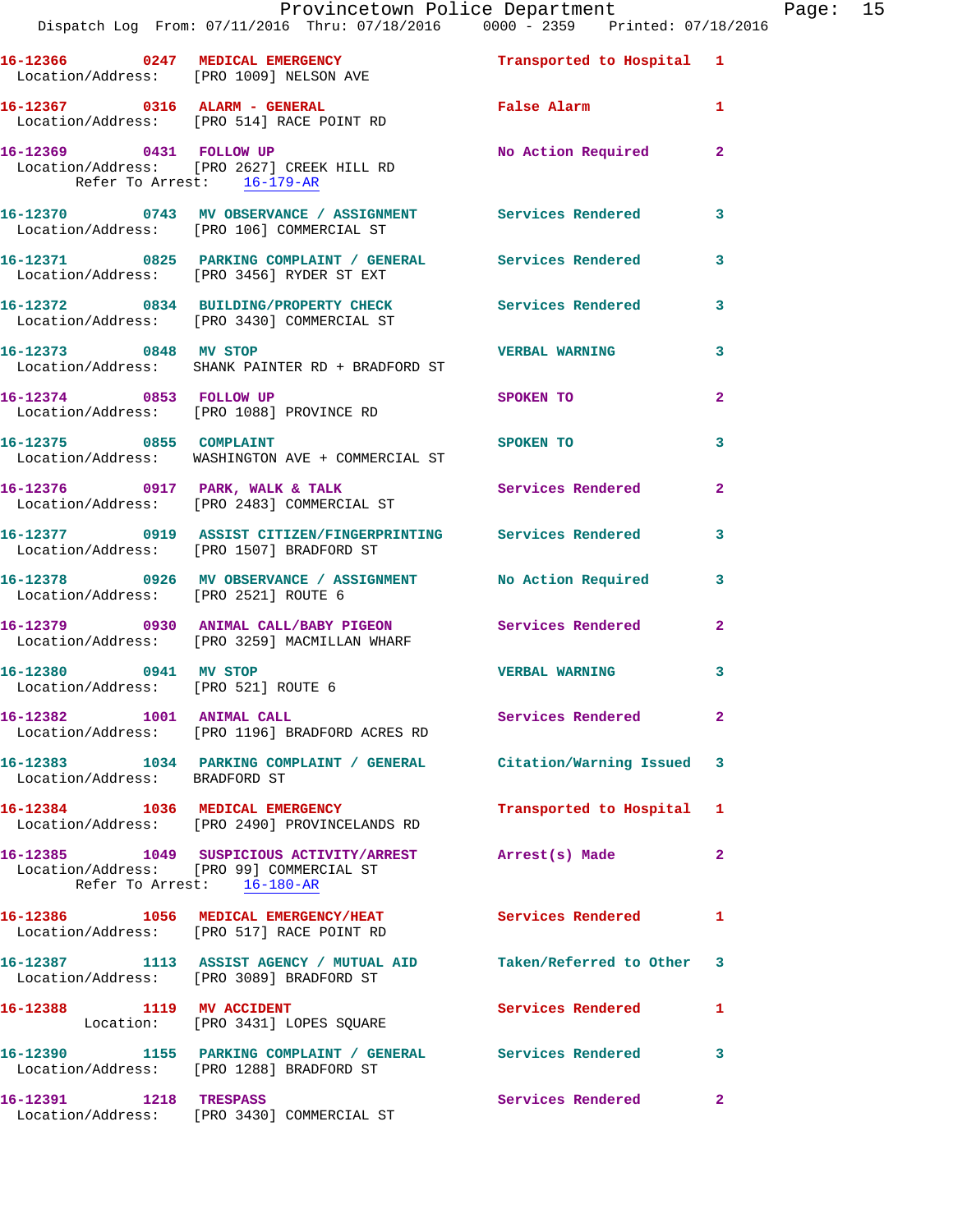16-12366 0247 MEDICAL EMERGENCY Transported to Hospital 1
Location/Address: [PRO 1009] NELSON AVE

16-12367 0316 ALARM - GENERAL False Alarm 1
Location/Address: [PRO 514] RACE POINT RD

16-12369 0431 FOLLOW UP No Action Required 2
Location/Address: [PRO 2627] CREEK HILL RD
Refer To Arrest: 16-179-AR

16-12370 0743 MV OBSERVANCE / ASSIGNMENT Services Rendered 3
Location/Address: [PRO 106] COMMERCIAL ST

16-12371 0825 PARKING COMPLAINT / GENERAL Services Rendered 3
Location/Address: [PRO 3456] RYDER ST EXT

16-12372 0834 BUILDING/PROPERTY CHECK Services Rendered 3
Location/Address: [PRO 3430] COMMERCIAL ST

16-12373 0848 MV STOP VERBAL WARNING 3
Location/Address: SHANK PAINTER RD + BRADFORD ST

16-12374 0853 FOLLOW UP SPOKEN TO 2
Location/Address: [PRO 1088] PROVINCE RD

16-12375 0855 COMPLAINT SPOKEN TO 3
Location/Address: WASHINGTON AVE + COMMERCIAL ST

16-12376 0917 PARK, WALK & TALK Services Rendered 2
Location/Address: [PRO 2483] COMMERCIAL ST

16-12377 0919 ASSIST CITIZEN/FINGERPRINTING Services Rendered 3
Location/Address: [PRO 1507] BRADFORD ST

16-12378 0926 MV OBSERVANCE / ASSIGNMENT No Action Required 3
Location/Address: [PRO 2521] ROUTE 6

16-12379 0930 ANIMAL CALL/BABY PIGEON Services Rendered 2
Location/Address: [PRO 3259] MACMILLAN WHARF

16-12380 0941 MV STOP VERBAL WARNING 3
Location/Address: [PRO 521] ROUTE 6

16-12382 1001 ANIMAL CALL Services Rendered 2
Location/Address: [PRO 1196] BRADFORD ACRES RD

16-12383 1034 PARKING COMPLAINT / GENERAL Citation/Warning Issued 3
Location/Address: BRADFORD ST

16-12384 1036 MEDICAL EMERGENCY Transported to Hospital 1
Location/Address: [PRO 2490] PROVINCELANDS RD

16-12385 1049 SUSPICIOUS ACTIVITY/ARREST Arrest(s) Made 2
Location/Address: [PRO 99] COMMERCIAL ST
Refer To Arrest: 16-180-AR

16-12386 1056 MEDICAL EMERGENCY/HEAT Services Rendered 1
Location/Address: [PRO 517] RACE POINT RD

16-12387 1113 ASSIST AGENCY / MUTUAL AID Taken/Referred to Other 3
Location/Address: [PRO 3089] BRADFORD ST

16-12388 1119 MV ACCIDENT Services Rendered 1
Location: [PRO 3431] LOPES SQUARE

16-12390 1155 PARKING COMPLAINT / GENERAL Services Rendered 3
Location/Address: [PRO 1288] BRADFORD ST

16-12391 1218 TRESPASS Services Rendered 2
Location/Address: [PRO 3430] COMMERCIAL ST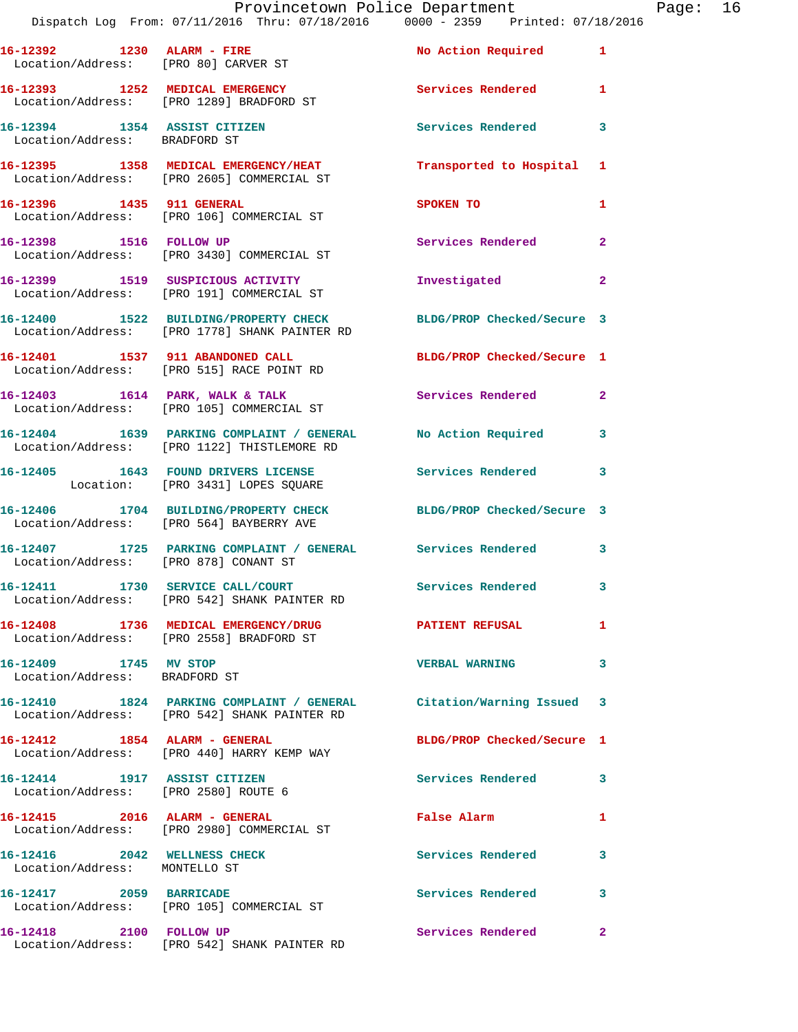16-12392 1230 ALARM - FIRE No Action Required 1
Location/Address: [PRO 80] CARVER ST

16-12393 1252 MEDICAL EMERGENCY Services Rendered 1
Location/Address: [PRO 1289] BRADFORD ST

16-12394 1354 ASSIST CITIZEN Services Rendered 3
Location/Address: BRADFORD ST

16-12395 1358 MEDICAL EMERGENCY/HEAT Transported to Hospital 1
Location/Address: [PRO 2605] COMMERCIAL ST

16-12396 1435 911 GENERAL SPOKEN TO 1
Location/Address: [PRO 106] COMMERCIAL ST

16-12398 1516 FOLLOW UP Services Rendered 2
Location/Address: [PRO 3430] COMMERCIAL ST

16-12399 1519 SUSPICIOUS ACTIVITY Investigated 2
Location/Address: [PRO 191] COMMERCIAL ST

16-12400 1522 BUILDING/PROPERTY CHECK BLDG/PROP Checked/Secure 3
Location/Address: [PRO 1778] SHANK PAINTER RD

16-12401 1537 911 ABANDONED CALL BLDG/PROP Checked/Secure 1
Location/Address: [PRO 515] RACE POINT RD

16-12403 1614 PARK, WALK & TALK Services Rendered 2
Location/Address: [PRO 105] COMMERCIAL ST

16-12404 1639 PARKING COMPLAINT / GENERAL No Action Required 3
Location/Address: [PRO 1122] THISTLEMORE RD

16-12405 1643 FOUND DRIVERS LICENSE Services Rendered 3
Location: [PRO 3431] LOPES SQUARE

16-12406 1704 BUILDING/PROPERTY CHECK BLDG/PROP Checked/Secure 3
Location/Address: [PRO 564] BAYBERRY AVE

16-12407 1725 PARKING COMPLAINT / GENERAL Services Rendered 3
Location/Address: [PRO 878] CONANT ST

16-12411 1730 SERVICE CALL/COURT Services Rendered 3
Location/Address: [PRO 542] SHANK PAINTER RD

16-12408 1736 MEDICAL EMERGENCY/DRUG PATIENT REFUSAL 1
Location/Address: [PRO 2558] BRADFORD ST

16-12409 1745 MV STOP VERBAL WARNING 3
Location/Address: BRADFORD ST

16-12410 1824 PARKING COMPLAINT / GENERAL Citation/Warning Issued 3
Location/Address: [PRO 542] SHANK PAINTER RD

16-12412 1854 ALARM - GENERAL BLDG/PROP Checked/Secure 1
Location/Address: [PRO 440] HARRY KEMP WAY

16-12414 1917 ASSIST CITIZEN Services Rendered 3
Location/Address: [PRO 2580] ROUTE 6

16-12415 2016 ALARM - GENERAL False Alarm 1
Location/Address: [PRO 2980] COMMERCIAL ST

16-12416 2042 WELLNESS CHECK Services Rendered 3
Location/Address: MONTELLO ST

16-12417 2059 BARRICADE Services Rendered 3
Location/Address: [PRO 105] COMMERCIAL ST

16-12418 2100 FOLLOW UP Services Rendered 2
Location/Address: [PRO 542] SHANK PAINTER RD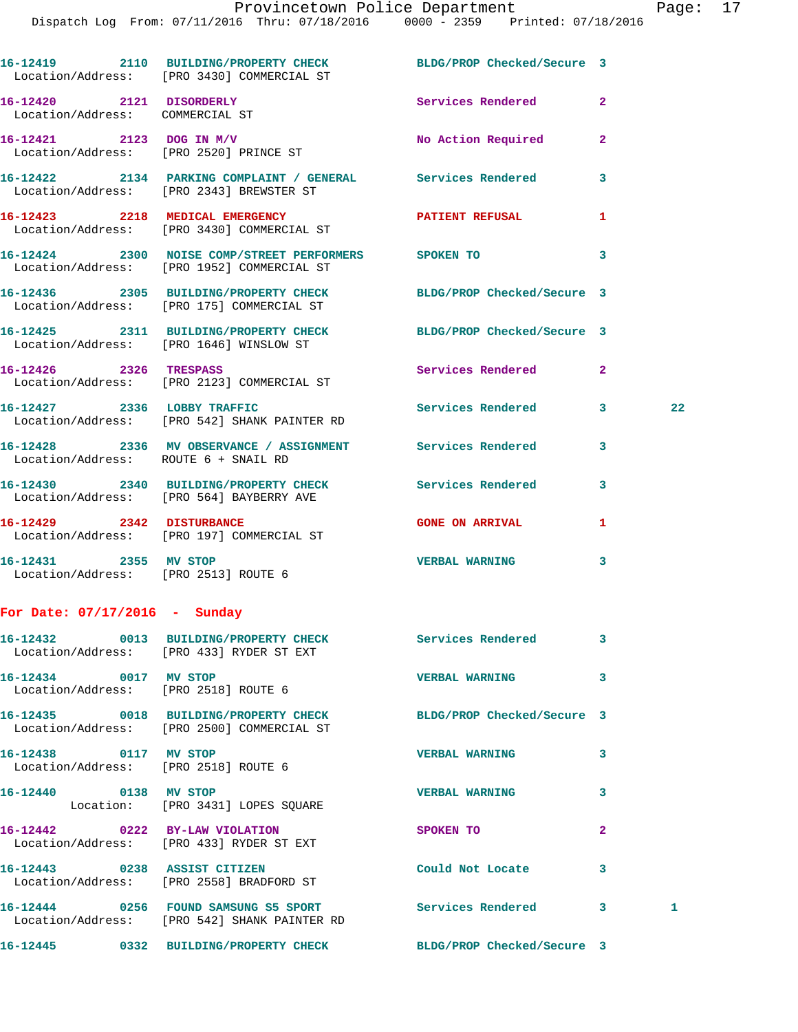16-12419 2110 BUILDING/PROPERTY CHECK BLDG/PROP Checked/Secure 3
Location/Address: [PRO 3430] COMMERCIAL ST

16-12420 2121 DISORDERLY Services Rendered 2
Location/Address: COMMERCIAL ST

16-12421 2123 DOG IN M/V No Action Required 2
Location/Address: [PRO 2520] PRINCE ST

16-12422 2134 PARKING COMPLAINT / GENERAL Services Rendered 3
Location/Address: [PRO 2343] BREWSTER ST

16-12423 2218 MEDICAL EMERGENCY PATIENT REFUSAL 1
Location/Address: [PRO 3430] COMMERCIAL ST

16-12424 2300 NOISE COMP/STREET PERFORMERS SPOKEN TO 3
Location/Address: [PRO 1952] COMMERCIAL ST

16-12436 2305 BUILDING/PROPERTY CHECK BLDG/PROP Checked/Secure 3
Location/Address: [PRO 175] COMMERCIAL ST

16-12425 2311 BUILDING/PROPERTY CHECK BLDG/PROP Checked/Secure 3
Location/Address: [PRO 1646] WINSLOW ST

16-12426 2326 TRESPASS Services Rendered 2
Location/Address: [PRO 2123] COMMERCIAL ST

16-12427 2336 LOBBY TRAFFIC Services Rendered 3 22
Location/Address: [PRO 542] SHANK PAINTER RD

16-12428 2336 MV OBSERVANCE / ASSIGNMENT Services Rendered 3
Location/Address: ROUTE 6 + SNAIL RD

16-12430 2340 BUILDING/PROPERTY CHECK Services Rendered 3
Location/Address: [PRO 564] BAYBERRY AVE

16-12429 2342 DISTURBANCE GONE ON ARRIVAL 1
Location/Address: [PRO 197] COMMERCIAL ST

16-12431 2355 MV STOP VERBAL WARNING 3
Location/Address: [PRO 2513] ROUTE 6

## For Date: 07/17/2016 - Sunday

16-12432 0013 BUILDING/PROPERTY CHECK Services Rendered 3
Location/Address: [PRO 433] RYDER ST EXT

16-12434 0017 MV STOP VERBAL WARNING 3
Location/Address: [PRO 2518] ROUTE 6

16-12435 0018 BUILDING/PROPERTY CHECK BLDG/PROP Checked/Secure 3
Location/Address: [PRO 2500] COMMERCIAL ST

16-12438 0117 MV STOP VERBAL WARNING 3
Location/Address: [PRO 2518] ROUTE 6

16-12440 0138 MV STOP VERBAL WARNING 3
Location: [PRO 3431] LOPES SQUARE

16-12442 0222 BY-LAW VIOLATION SPOKEN TO 2
Location/Address: [PRO 433] RYDER ST EXT

16-12443 0238 ASSIST CITIZEN Could Not Locate 3
Location/Address: [PRO 2558] BRADFORD ST

16-12444 0256 FOUND SAMSUNG S5 SPORT Services Rendered 3 1
Location/Address: [PRO 542] SHANK PAINTER RD

16-12445 0332 BUILDING/PROPERTY CHECK BLDG/PROP Checked/Secure 3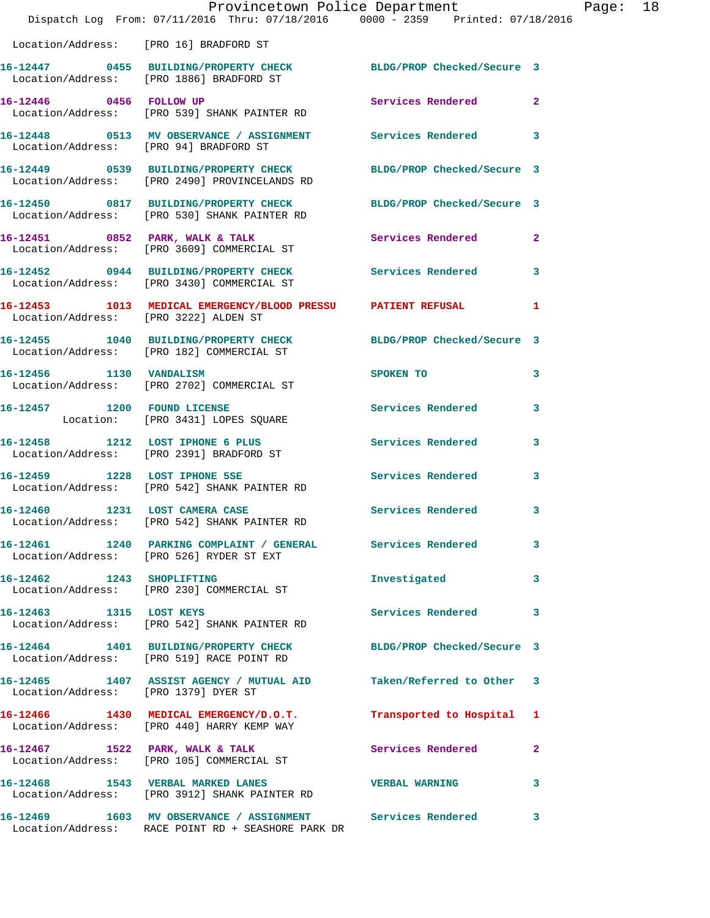Location/Address: [PRO 16] BRADFORD ST

16-12447 0455 BUILDING/PROPERTY CHECK BLDG/PROP Checked/Secure 3
Location/Address: [PRO 1886] BRADFORD ST

16-12446 0456 FOLLOW UP Services Rendered 2
Location/Address: [PRO 539] SHANK PAINTER RD

16-12448 0513 MV OBSERVANCE / ASSIGNMENT Services Rendered 3
Location/Address: [PRO 94] BRADFORD ST

16-12449 0539 BUILDING/PROPERTY CHECK BLDG/PROP Checked/Secure 3
Location/Address: [PRO 2490] PROVINCELANDS RD

16-12450 0817 BUILDING/PROPERTY CHECK BLDG/PROP Checked/Secure 3
Location/Address: [PRO 530] SHANK PAINTER RD

16-12451 0852 PARK, WALK & TALK Services Rendered 2
Location/Address: [PRO 3609] COMMERCIAL ST

16-12452 0944 BUILDING/PROPERTY CHECK Services Rendered 3
Location/Address: [PRO 3430] COMMERCIAL ST

16-12453 1013 MEDICAL EMERGENCY/BLOOD PRESSU PATIENT REFUSAL 1
Location/Address: [PRO 3222] ALDEN ST

16-12455 1040 BUILDING/PROPERTY CHECK BLDG/PROP Checked/Secure 3
Location/Address: [PRO 182] COMMERCIAL ST

16-12456 1130 VANDALISM SPOKEN TO 3
Location/Address: [PRO 2702] COMMERCIAL ST

16-12457 1200 FOUND LICENSE Services Rendered 3
Location: [PRO 3431] LOPES SQUARE

16-12458 1212 LOST IPHONE 6 PLUS Services Rendered 3
Location/Address: [PRO 2391] BRADFORD ST

16-12459 1228 LOST IPHONE 5SE Services Rendered 3
Location/Address: [PRO 542] SHANK PAINTER RD

16-12460 1231 LOST CAMERA CASE Services Rendered 3
Location/Address: [PRO 542] SHANK PAINTER RD

16-12461 1240 PARKING COMPLAINT / GENERAL Services Rendered 3
Location/Address: [PRO 526] RYDER ST EXT

16-12462 1243 SHOPLIFTING Investigated 3
Location/Address: [PRO 230] COMMERCIAL ST

16-12463 1315 LOST KEYS Services Rendered 3
Location/Address: [PRO 542] SHANK PAINTER RD

16-12464 1401 BUILDING/PROPERTY CHECK BLDG/PROP Checked/Secure 3
Location/Address: [PRO 519] RACE POINT RD

16-12465 1407 ASSIST AGENCY / MUTUAL AID Taken/Referred to Other 3
Location/Address: [PRO 1379] DYER ST

16-12466 1430 MEDICAL EMERGENCY/D.O.T. Transported to Hospital 1
Location/Address: [PRO 440] HARRY KEMP WAY

16-12467 1522 PARK, WALK & TALK Services Rendered 2
Location/Address: [PRO 105] COMMERCIAL ST

16-12468 1543 VERBAL MARKED LANES VERBAL WARNING 3
Location/Address: [PRO 3912] SHANK PAINTER RD

16-12469 1603 MV OBSERVANCE / ASSIGNMENT Services Rendered 3
Location/Address: RACE POINT RD + SEASHORE PARK DR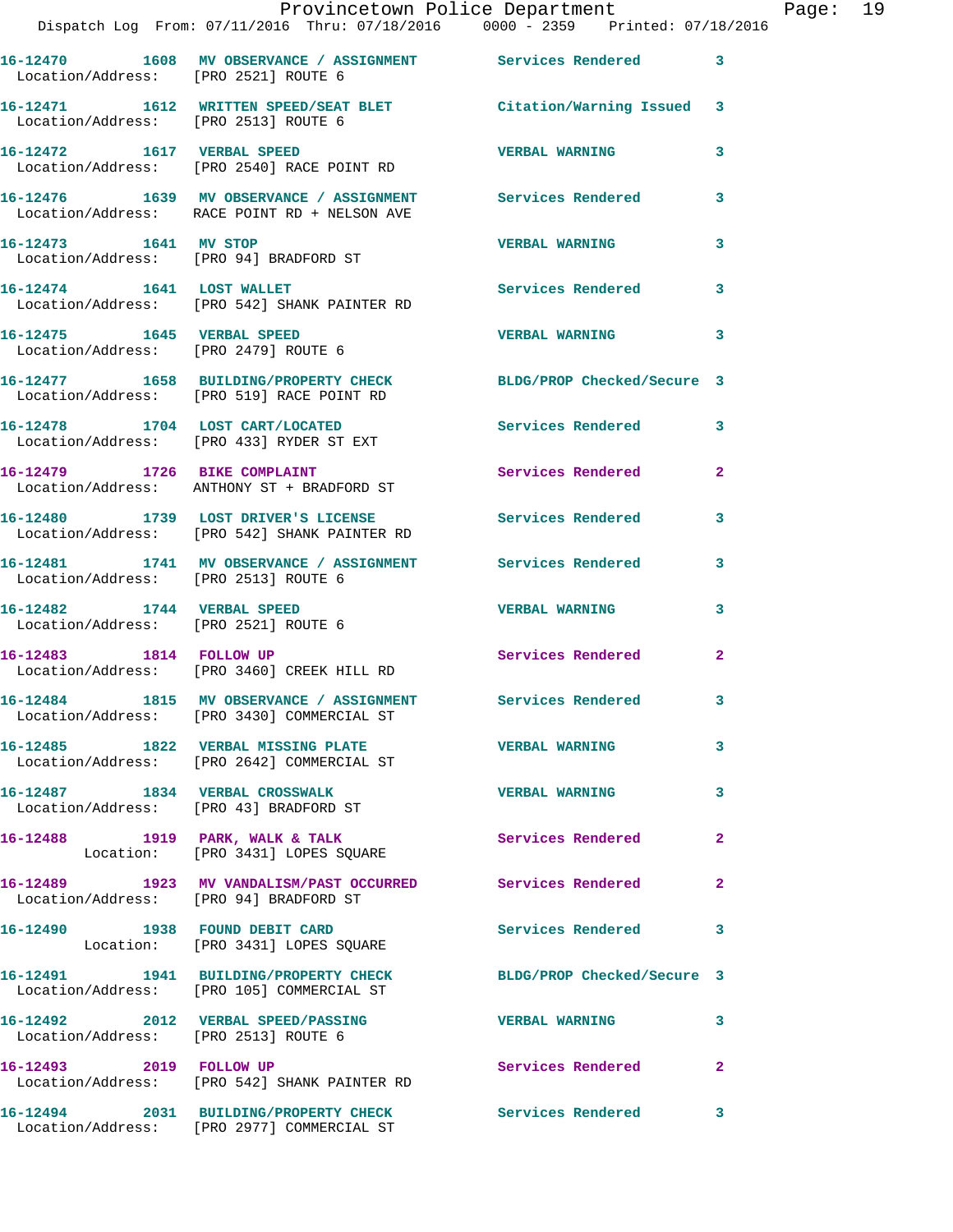16-12470 1608 MV OBSERVANCE / ASSIGNMENT Services Rendered 3
Location/Address: [PRO 2521] ROUTE 6

16-12471 1612 WRITTEN SPEED/SEAT BLET Citation/Warning Issued 3
Location/Address: [PRO 2513] ROUTE 6

16-12472 1617 VERBAL SPEED VERBAL WARNING 3
Location/Address: [PRO 2540] RACE POINT RD

16-12476 1639 MV OBSERVANCE / ASSIGNMENT Services Rendered 3
Location/Address: RACE POINT RD + NELSON AVE

16-12473 1641 MV STOP VERBAL WARNING 3
Location/Address: [PRO 94] BRADFORD ST

16-12474 1641 LOST WALLET Services Rendered 3
Location/Address: [PRO 542] SHANK PAINTER RD

16-12475 1645 VERBAL SPEED VERBAL WARNING 3
Location/Address: [PRO 2479] ROUTE 6

16-12477 1658 BUILDING/PROPERTY CHECK BLDG/PROP Checked/Secure 3
Location/Address: [PRO 519] RACE POINT RD

16-12478 1704 LOST CART/LOCATED Services Rendered 3
Location/Address: [PRO 433] RYDER ST EXT

16-12479 1726 BIKE COMPLAINT Services Rendered 2
Location/Address: ANTHONY ST + BRADFORD ST

16-12480 1739 LOST DRIVER'S LICENSE Services Rendered 3
Location/Address: [PRO 542] SHANK PAINTER RD

16-12481 1741 MV OBSERVANCE / ASSIGNMENT Services Rendered 3
Location/Address: [PRO 2513] ROUTE 6

16-12482 1744 VERBAL SPEED VERBAL WARNING 3
Location/Address: [PRO 2521] ROUTE 6

16-12483 1814 FOLLOW UP Services Rendered 2
Location/Address: [PRO 3460] CREEK HILL RD

16-12484 1815 MV OBSERVANCE / ASSIGNMENT Services Rendered 3
Location/Address: [PRO 3430] COMMERCIAL ST

16-12485 1822 VERBAL MISSING PLATE VERBAL WARNING 3
Location/Address: [PRO 2642] COMMERCIAL ST

16-12487 1834 VERBAL CROSSWALK VERBAL WARNING 3
Location/Address: [PRO 43] BRADFORD ST

16-12488 1919 PARK, WALK & TALK Services Rendered 2
Location: [PRO 3431] LOPES SQUARE

16-12489 1923 MV VANDALISM/PAST OCCURRED Services Rendered 2
Location/Address: [PRO 94] BRADFORD ST

16-12490 1938 FOUND DEBIT CARD Services Rendered 3
Location: [PRO 3431] LOPES SQUARE

16-12491 1941 BUILDING/PROPERTY CHECK BLDG/PROP Checked/Secure 3
Location/Address: [PRO 105] COMMERCIAL ST

16-12492 2012 VERBAL SPEED/PASSING VERBAL WARNING 3
Location/Address: [PRO 2513] ROUTE 6

16-12493 2019 FOLLOW UP Services Rendered 2
Location/Address: [PRO 542] SHANK PAINTER RD

16-12494 2031 BUILDING/PROPERTY CHECK Services Rendered 3
Location/Address: [PRO 2977] COMMERCIAL ST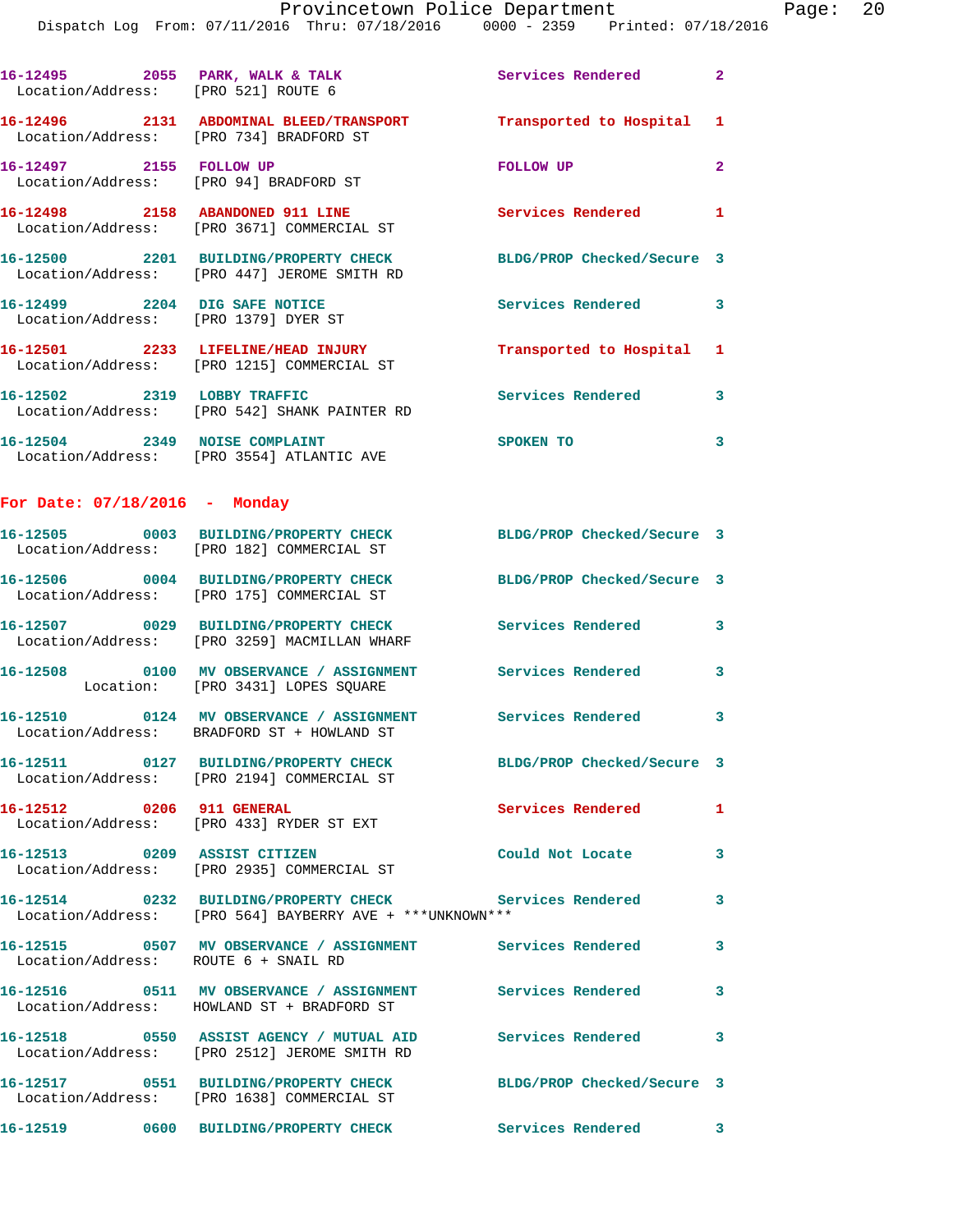| Call # | Time | Call Type | Disposition | Priority |
|---|---|---|---|---|
| 16-12495 | 2055 | PARK, WALK & TALK | Services Rendered | 2 |
| Location/Address: [PRO 521] ROUTE 6 | | | | |
| 16-12496 | 2131 | ABDOMINAL BLEED/TRANSPORT | Transported to Hospital | 1 |
| Location/Address: [PRO 734] BRADFORD ST | | | | |
| 16-12497 | 2155 | FOLLOW UP | FOLLOW UP | 2 |
| Location/Address: [PRO 94] BRADFORD ST | | | | |
| 16-12498 | 2158 | ABANDONED 911 LINE | Services Rendered | 1 |
| Location/Address: [PRO 3671] COMMERCIAL ST | | | | |
| 16-12500 | 2201 | BUILDING/PROPERTY CHECK | BLDG/PROP Checked/Secure | 3 |
| Location/Address: [PRO 447] JEROME SMITH RD | | | | |
| 16-12499 | 2204 | DIG SAFE NOTICE | Services Rendered | 3 |
| Location/Address: [PRO 1379] DYER ST | | | | |
| 16-12501 | 2233 | LIFELINE/HEAD INJURY | Transported to Hospital | 1 |
| Location/Address: [PRO 1215] COMMERCIAL ST | | | | |
| 16-12502 | 2319 | LOBBY TRAFFIC | Services Rendered | 3 |
| Location/Address: [PRO 542] SHANK PAINTER RD | | | | |
| 16-12504 | 2349 | NOISE COMPLAINT | SPOKEN TO | 3 |
| Location/Address: [PRO 3554] ATLANTIC AVE | | | | |

## For Date: 07/18/2016 - Monday

| Call # | Time | Call Type | Disposition | Priority |
|---|---|---|---|---|
| 16-12505 | 0003 | BUILDING/PROPERTY CHECK | BLDG/PROP Checked/Secure | 3 |
| Location/Address: [PRO 182] COMMERCIAL ST | | | | |
| 16-12506 | 0004 | BUILDING/PROPERTY CHECK | BLDG/PROP Checked/Secure | 3 |
| Location/Address: [PRO 175] COMMERCIAL ST | | | | |
| 16-12507 | 0029 | BUILDING/PROPERTY CHECK | Services Rendered | 3 |
| Location/Address: [PRO 3259] MACMILLAN WHARF | | | | |
| 16-12508 | 0100 | MV OBSERVANCE / ASSIGNMENT | Services Rendered | 3 |
| Location: [PRO 3431] LOPES SQUARE | | | | |
| 16-12510 | 0124 | MV OBSERVANCE / ASSIGNMENT | Services Rendered | 3 |
| Location/Address: BRADFORD ST + HOWLAND ST | | | | |
| 16-12511 | 0127 | BUILDING/PROPERTY CHECK | BLDG/PROP Checked/Secure | 3 |
| Location/Address: [PRO 2194] COMMERCIAL ST | | | | |
| 16-12512 | 0206 | 911 GENERAL | Services Rendered | 1 |
| Location/Address: [PRO 433] RYDER ST EXT | | | | |
| 16-12513 | 0209 | ASSIST CITIZEN | Could Not Locate | 3 |
| Location/Address: [PRO 2935] COMMERCIAL ST | | | | |
| 16-12514 | 0232 | BUILDING/PROPERTY CHECK | Services Rendered | 3 |
| Location/Address: [PRO 564] BAYBERRY AVE + ***UNKNOWN*** | | | | |
| 16-12515 | 0507 | MV OBSERVANCE / ASSIGNMENT | Services Rendered | 3 |
| Location/Address: ROUTE 6 + SNAIL RD | | | | |
| 16-12516 | 0511 | MV OBSERVANCE / ASSIGNMENT | Services Rendered | 3 |
| Location/Address: HOWLAND ST + BRADFORD ST | | | | |
| 16-12518 | 0550 | ASSIST AGENCY / MUTUAL AID | Services Rendered | 3 |
| Location/Address: [PRO 2512] JEROME SMITH RD | | | | |
| 16-12517 | 0551 | BUILDING/PROPERTY CHECK | BLDG/PROP Checked/Secure | 3 |
| Location/Address: [PRO 1638] COMMERCIAL ST | | | | |
| 16-12519 | 0600 | BUILDING/PROPERTY CHECK | Services Rendered | 3 |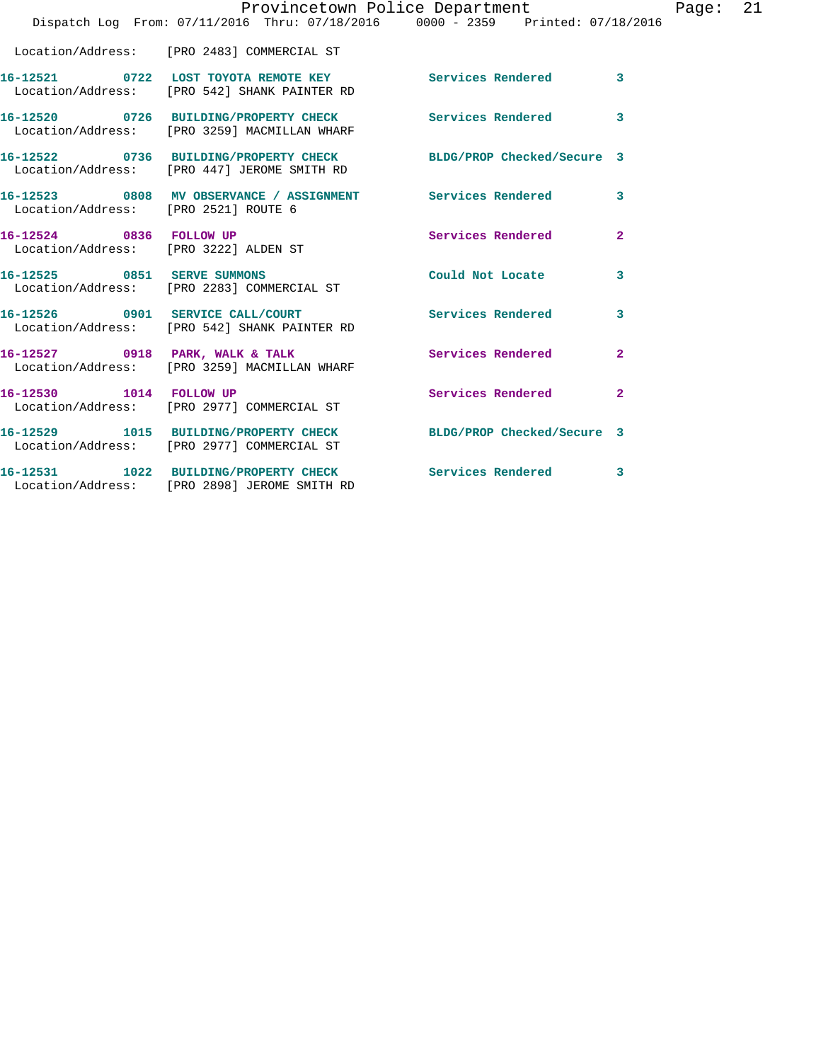Location/Address: [PRO 2483] COMMERCIAL ST

| | | | | |
|---|---|---|---|---|
| 16-12521 | 0722 | LOST TOYOTA REMOTE KEY | Services Rendered | 3 |
| Location/Address: | [PRO 542] SHANK PAINTER RD | | | |
| 16-12520 | 0726 | BUILDING/PROPERTY CHECK | Services Rendered | 3 |
| Location/Address: | [PRO 3259] MACMILLAN WHARF | | | |
| 16-12522 | 0736 | BUILDING/PROPERTY CHECK | BLDG/PROP Checked/Secure | 3 |
| Location/Address: | [PRO 447] JEROME SMITH RD | | | |
| 16-12523 | 0808 | MV OBSERVANCE / ASSIGNMENT | Services Rendered | 3 |
| Location/Address: | [PRO 2521] ROUTE 6 | | | |
| 16-12524 | 0836 | FOLLOW UP | Services Rendered | 2 |
| Location/Address: | [PRO 3222] ALDEN ST | | | |
| 16-12525 | 0851 | SERVE SUMMONS | Could Not Locate | 3 |
| Location/Address: | [PRO 2283] COMMERCIAL ST | | | |
| 16-12526 | 0901 | SERVICE CALL/COURT | Services Rendered | 3 |
| Location/Address: | [PRO 542] SHANK PAINTER RD | | | |
| 16-12527 | 0918 | PARK, WALK & TALK | Services Rendered | 2 |
| Location/Address: | [PRO 3259] MACMILLAN WHARF | | | |
| 16-12530 | 1014 | FOLLOW UP | Services Rendered | 2 |
| Location/Address: | [PRO 2977] COMMERCIAL ST | | | |
| 16-12529 | 1015 | BUILDING/PROPERTY CHECK | BLDG/PROP Checked/Secure | 3 |
| Location/Address: | [PRO 2977] COMMERCIAL ST | | | |
| 16-12531 | 1022 | BUILDING/PROPERTY CHECK | Services Rendered | 3 |
| Location/Address: | [PRO 2898] JEROME SMITH RD | | | |